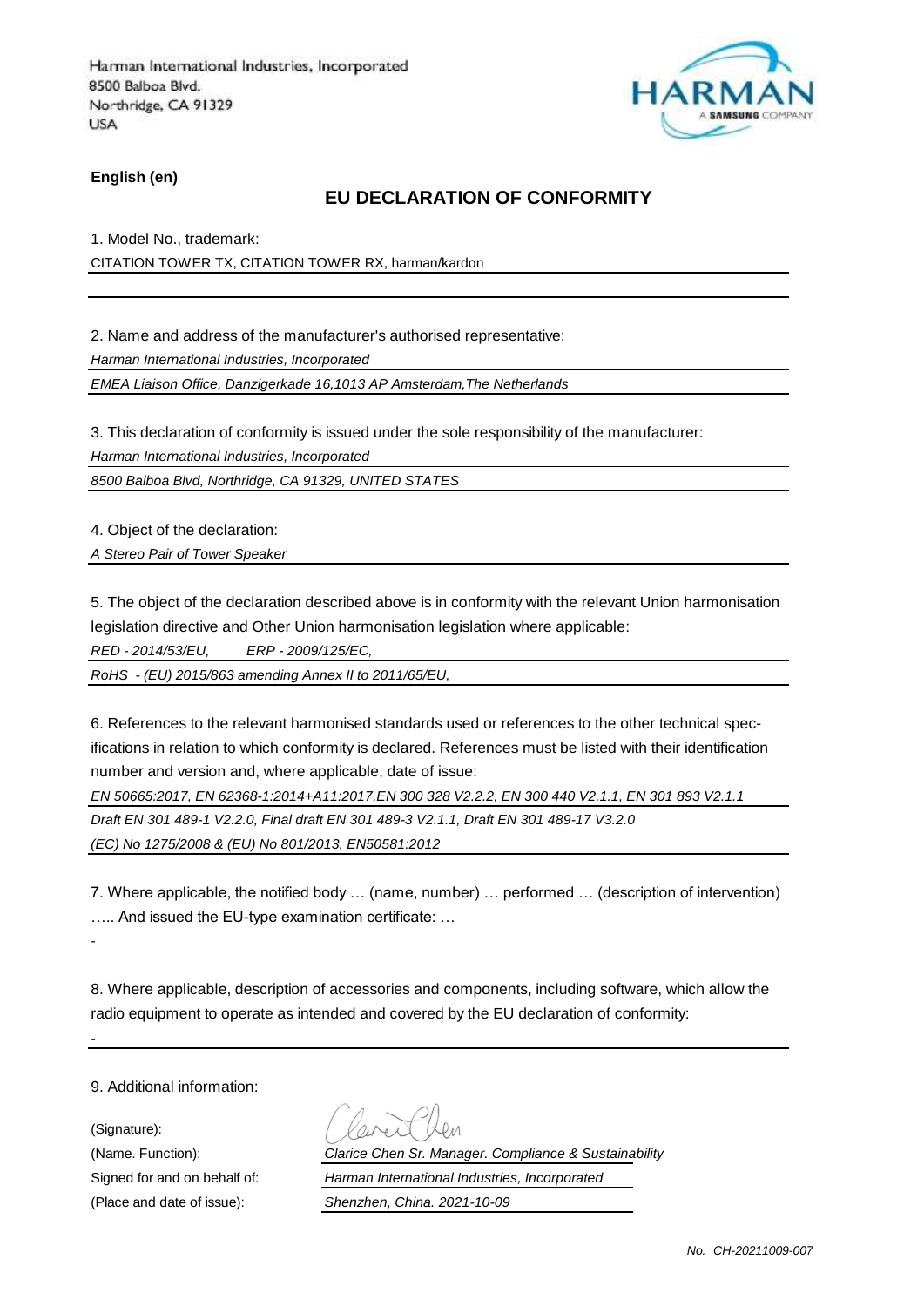Harman International Industries, Incorporated
8500 Balboa Blvd.
Northridge, CA 91329
USA

**English (en)**

## EU DECLARATION OF CONFORMITY

1. Model No., trademark:

CITATION TOWER TX, CITATION TOWER RX, harman/kardon

2. Name and address of the manufacturer's authorised representative:

*Harman International Industries, Incorporated*

*EMEA Liaison Office, Danzigerkade 16,1013 AP Amsterdam,The Netherlands*

3. This declaration of conformity is issued under the sole responsibility of the manufacturer:

*Harman International Industries, Incorporated*

*8500 Balboa Blvd, Northridge, CA 91329, UNITED STATES*

4. Object of the declaration:

*A Stereo Pair of Tower Speaker*

5. The object of the declaration described above is in conformity with the relevant Union harmonisation legislation directive and Other Union harmonisation legislation where applicable:

*RED - 2014/53/EU,   ERP - 2009/125/EC,*

*RoHS - (EU) 2015/863 amending Annex II to 2011/65/EU,*

6. References to the relevant harmonised standards used or references to the other technical specifications in relation to which conformity is declared. References must be listed with their identification number and version and, where applicable, date of issue:

*EN 50665:2017, EN 62368-1:2014+A11:2017,EN 300 328 V2.2.2, EN 300 440 V2.1.1, EN 301 893 V2.1.1*

*Draft EN 301 489-1 V2.2.0, Final draft EN 301 489-3 V2.1.1, Draft EN 301 489-17 V3.2.0*

*(EC) No 1275/2008 & (EU) No 801/2013, EN50581:2012*

7. Where applicable, the notified body … (name, number) … performed … (description of intervention) ….. And issued the EU-type examination certificate: …

-

8. Where applicable, description of accessories and components, including software, which allow the radio equipment to operate as intended and covered by the EU declaration of conformity:

-

9. Additional information:

(Signature):

(Name. Function): *Clarice Chen Sr. Manager. Compliance & Sustainability*

Signed for and on behalf of: *Harman International Industries, Incorporated*

(Place and date of issue): *Shenzhen, China. 2021-10-09*

*No. CH-20211009-007*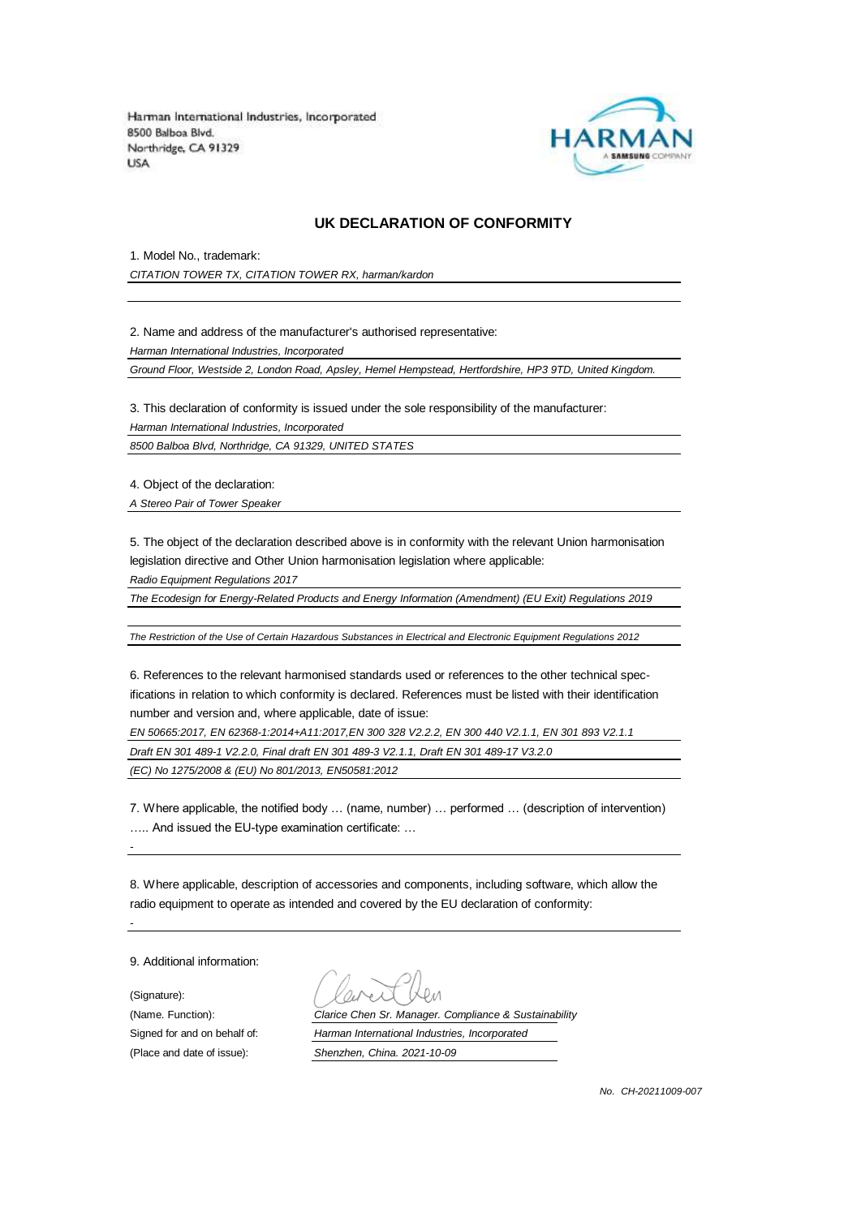Harman International Industries, Incorporated
8500 Balboa Blvd.
Northridge, CA 91329
USA

## UK DECLARATION OF CONFORMITY

1. Model No., trademark:

*CITATION TOWER TX, CITATION TOWER RX, harman/kardon*

2. Name and address of the manufacturer's authorised representative:

*Harman International Industries, Incorporated*

*Ground Floor, Westside 2, London Road, Apsley, Hemel Hempstead, Hertfordshire, HP3 9TD, United Kingdom.*

3. This declaration of conformity is issued under the sole responsibility of the manufacturer:

*Harman International Industries, Incorporated*

*8500 Balboa Blvd, Northridge, CA 91329, UNITED STATES*

4. Object of the declaration:

*A Stereo Pair of Tower Speaker*

5. The object of the declaration described above is in conformity with the relevant Union harmonisation legislation directive and Other Union harmonisation legislation where applicable:

*Radio Equipment Regulations 2017*

*The Ecodesign for Energy-Related Products and Energy Information (Amendment) (EU Exit) Regulations 2019*

*The Restriction of the Use of Certain Hazardous Substances in Electrical and Electronic Equipment Regulations 2012*

6. References to the relevant harmonised standards used or references to the other technical specifications in relation to which conformity is declared. References must be listed with their identification number and version and, where applicable, date of issue:

*EN 50665:2017, EN 62368-1:2014+A11:2017,EN 300 328 V2.2.2, EN 300 440 V2.1.1, EN 301 893 V2.1.1*

*Draft EN 301 489-1 V2.2.0, Final draft EN 301 489-3 V2.1.1, Draft EN 301 489-17 V3.2.0*

*(EC) No 1275/2008 & (EU) No 801/2013, EN50581:2012*

7. Where applicable, the notified body … (name, number) … performed … (description of intervention) ….. And issued the EU-type examination certificate: …

-

8. Where applicable, description of accessories and components, including software, which allow the radio equipment to operate as intended and covered by the EU declaration of conformity:

-

9. Additional information:

(Signature):

(Name. Function): *Clarice Chen Sr. Manager. Compliance & Sustainability*

Signed for and on behalf of: *Harman International Industries, Incorporated*

(Place and date of issue): *Shenzhen, China. 2021-10-09*

*No. CH-20211009-007*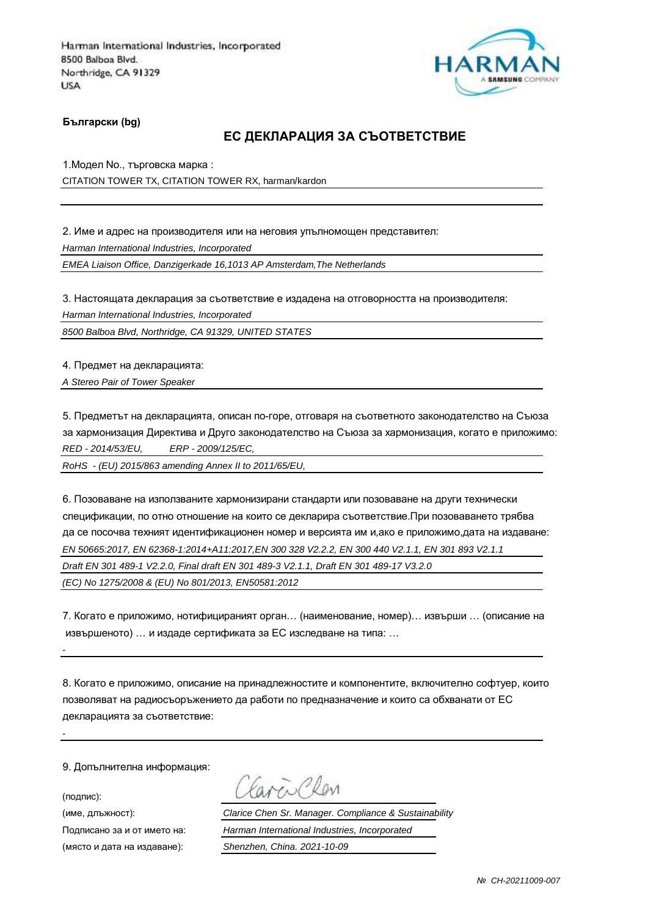Harman International Industries, Incorporated
8500 Balboa Blvd.
Northridge, CA 91329
USA

**Български (bg)**

## ЕС ДЕКЛАРАЦИЯ ЗА СЪОТВЕТСТВИЕ

1.Модел No., търговска марка :

CITATION TOWER TX, CITATION TOWER RX, harman/kardon

2. Име и адрес на производителя или на неговия упълномощен представител:

*Harman International Industries, Incorporated*

*EMEA Liaison Office, Danzigerkade 16,1013 AP Amsterdam,The Netherlands*

3. Настоящата декларация за съответствие е издадена на отговорността на производителя:

*Harman International Industries, Incorporated*

*8500 Balboa Blvd, Northridge, CA 91329, UNITED STATES*

4. Предмет на декларацията:

*A Stereo Pair of Tower Speaker*

5. Предметът на декларацията, описан по-горе, отговаря на съответното законодателство на Съюза за хармонизация Директива и Друго законодателство на Съюза за хармонизация, когато е приложимо:

*RED - 2014/53/EU, ERP - 2009/125/EC,*

*RoHS - (EU) 2015/863 amending Annex II to 2011/65/EU,*

6. Позоваване на използваните хармонизирани стандарти или позоваване на други технически спецификации, по отно отношение на които се декларира съответствие.При позоваването трябва да се посочва техният идентификационен номер и версията им и,ако е приложимо,дата на издаване:

*EN 50665:2017, EN 62368-1:2014+A11:2017,EN 300 328 V2.2.2, EN 300 440 V2.1.1, EN 301 893 V2.1.1*

*Draft EN 301 489-1 V2.2.0, Final draft EN 301 489-3 V2.1.1, Draft EN 301 489-17 V3.2.0*

*(EC) No 1275/2008 & (EU) No 801/2013, EN50581:2012*

7. Когато е приложимо, нотифицираният орган… (наименование, номер)… извърши … (описание на извършеното) … и издаде сертификата за ЕС изследване на типа: …

-

8. Когато е приложимо, описание на принадлежностите и компонентите, включително софтуер, които позволяват на радиосъоръжението да работи по предназначение и които са обхванати от ЕС декларацията за съответствие:

-

9. Допълнителна информация:

(подпис):

(име, длъжност): *Clarice Chen Sr. Manager. Compliance & Sustainability*

Подписано за и от името на: *Harman International Industries, Incorporated*

(място и дата на издаване): *Shenzhen, China. 2021-10-09*

*№ CH-20211009-007*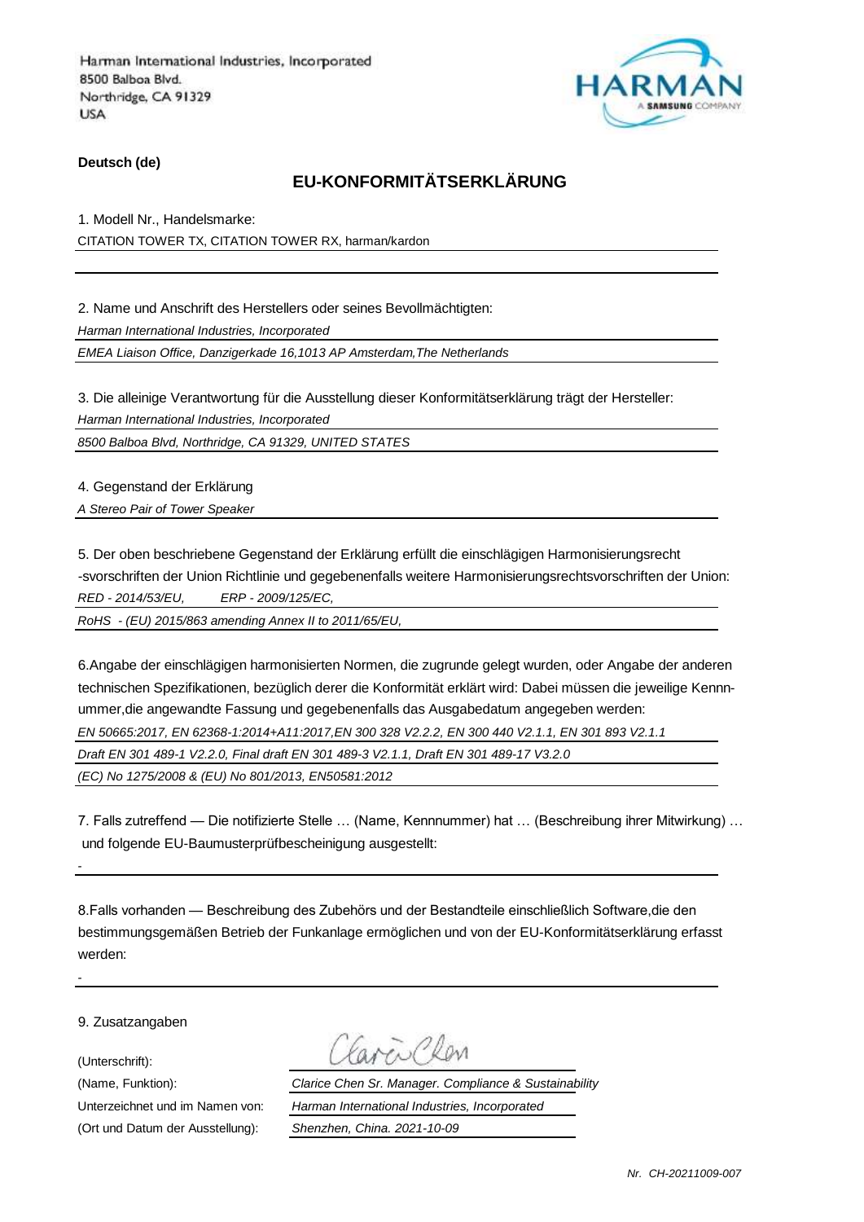Harman International Industries, Incorporated
8500 Balboa Blvd.
Northridge, CA 91329
USA

**Deutsch (de)**

## EU-KONFORMITÄTSERKLÄRUNG

1. Modell Nr., Handelsmarke:

CITATION TOWER TX, CITATION TOWER RX, harman/kardon

2. Name und Anschrift des Herstellers oder seines Bevollmächtigten:

*Harman International Industries, Incorporated*

*EMEA Liaison Office, Danzigerkade 16,1013 AP Amsterdam,The Netherlands*

3. Die alleinige Verantwortung für die Ausstellung dieser Konformitätserklärung trägt der Hersteller:

*Harman International Industries, Incorporated*

*8500 Balboa Blvd, Northridge, CA 91329, UNITED STATES*

4. Gegenstand der Erklärung

*A Stereo Pair of Tower Speaker*

5. Der oben beschriebene Gegenstand der Erklärung erfüllt die einschlägigen Harmonisierungsrecht -svorschriften der Union Richtlinie und gegebenenfalls weitere Harmonisierungsrechtsvorschriften der Union:

*RED - 2014/53/EU, ERP - 2009/125/EC,*

*RoHS - (EU) 2015/863 amending Annex II to 2011/65/EU,*

6.Angabe der einschlägigen harmonisierten Normen, die zugrunde gelegt wurden, oder Angabe der anderen technischen Spezifikationen, bezüglich derer die Konformität erklärt wird: Dabei müssen die jeweilige Kennnummer,die angewandte Fassung und gegebenenfalls das Ausgabedatum angegeben werden:

*EN 50665:2017, EN 62368-1:2014+A11:2017,EN 300 328 V2.2.2, EN 300 440 V2.1.1, EN 301 893 V2.1.1*

*Draft EN 301 489-1 V2.2.0, Final draft EN 301 489-3 V2.1.1, Draft EN 301 489-17 V3.2.0*

*(EC) No 1275/2008 & (EU) No 801/2013, EN50581:2012*

7. Falls zutreffend — Die notifizierte Stelle … (Name, Kennnummer) hat … (Beschreibung ihrer Mitwirkung) … und folgende EU-Baumusterprüfbescheinigung ausgestellt:

-

8.Falls vorhanden — Beschreibung des Zubehörs und der Bestandteile einschließlich Software,die den bestimmungsgemäßen Betrieb der Funkanlage ermöglichen und von der EU-Konformitätserklärung erfasst werden:

-

9. Zusatzangaben

(Unterschrift): Clarice Chen

(Name, Funktion): *Clarice Chen Sr. Manager. Compliance & Sustainability*

Unterzeichnet und im Namen von: *Harman International Industries, Incorporated*

(Ort und Datum der Ausstellung): *Shenzhen, China. 2021-10-09*

*Nr. CH-20211009-007*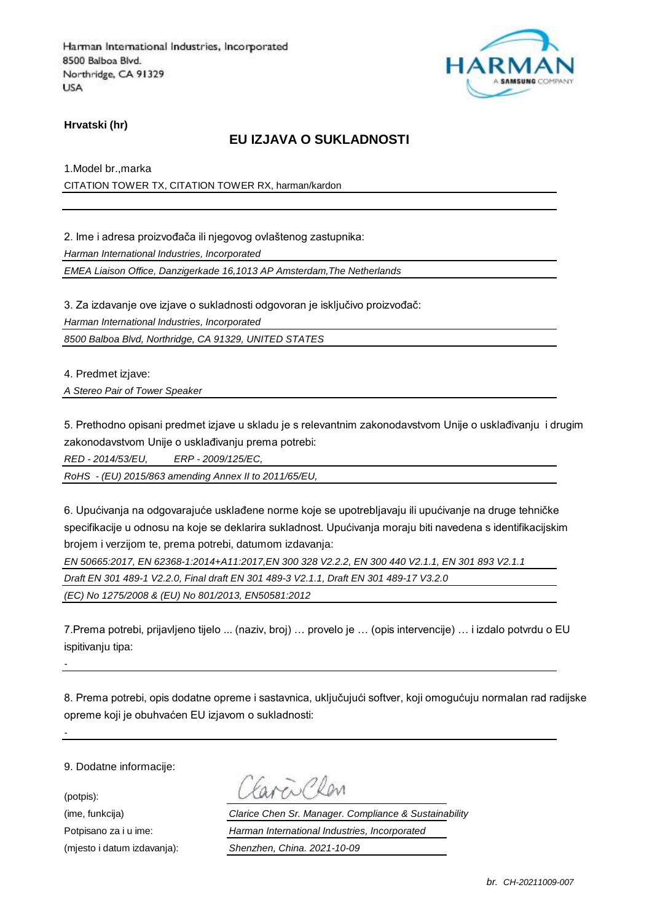Harman International Industries, Incorporated
8500 Balboa Blvd.
Northridge, CA 91329
USA

**Hrvatski (hr)**

## EU IZJAVA O SUKLADNOSTI

1.Model br.,marka

CITATION TOWER TX, CITATION TOWER RX, harman/kardon

2. Ime i adresa proizvođača ili njegovog ovlaštenog zastupnika:

*Harman International Industries, Incorporated*

*EMEA Liaison Office, Danzigerkade 16,1013 AP Amsterdam,The Netherlands*

3. Za izdavanje ove izjave o sukladnosti odgovoran je isključivo proizvođač:

*Harman International Industries, Incorporated*

*8500 Balboa Blvd, Northridge, CA 91329, UNITED STATES*

4. Predmet izjave:

*A Stereo Pair of Tower Speaker*

5. Prethodno opisani predmet izjave u skladu je s relevantnim zakonodavstvom Unije o usklađivanju i drugim zakonodavstvom Unije o usklađivanju prema potrebi:

*RED - 2014/53/EU, ERP - 2009/125/EC,*

*RoHS - (EU) 2015/863 amending Annex II to 2011/65/EU,*

6. Upućivanja na odgovarajuće usklađene norme koje se upotrebljavaju ili upućivanje na druge tehničke specifikacije u odnosu na koje se deklarira sukladnost. Upućivanja moraju biti navedena s identifikacijskim brojem i verzijom te, prema potrebi, datumom izdavanja:

*EN 50665:2017, EN 62368-1:2014+A11:2017,EN 300 328 V2.2.2, EN 300 440 V2.1.1, EN 301 893 V2.1.1*

*Draft EN 301 489-1 V2.2.0, Final draft EN 301 489-3 V2.1.1, Draft EN 301 489-17 V3.2.0*

*(EC) No 1275/2008 & (EU) No 801/2013, EN50581:2012*

7.Prema potrebi, prijavljeno tijelo ... (naziv, broj) … provelo je … (opis intervencije) … i izdalo potvrdu o EU ispitivanju tipa:

-

8. Prema potrebi, opis dodatne opreme i sastavnica, uključujući softver, koji omogućuju normalan rad radijske opreme koji je obuhvaćen EU izjavom o sukladnosti:

-

9. Dodatne informacije:

(potpis):

(ime, funkcija) *Clarice Chen Sr. Manager. Compliance & Sustainability*

Potpisano za i u ime: *Harman International Industries, Incorporated*

(mjesto i datum izdavanja): *Shenzhen, China. 2021-10-09*

*br. CH-20211009-007*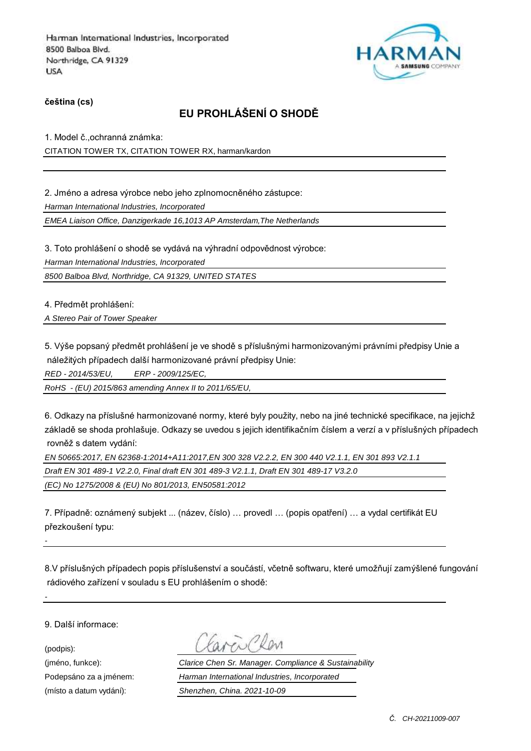Harman International Industries, Incorporated
8500 Balboa Blvd.
Northridge, CA 91329
USA

**čeština (cs)**

## EU PROHLÁŠENÍ O SHODĚ

1. Model č.,ochranná známka:

CITATION TOWER TX, CITATION TOWER RX, harman/kardon

2. Jméno a adresa výrobce nebo jeho zplnomocněného zástupce:

*Harman International Industries, Incorporated*

*EMEA Liaison Office, Danzigerkade 16,1013 AP Amsterdam,The Netherlands*

3. Toto prohlášení o shodě se vydává na výhradní odpovědnost výrobce:

*Harman International Industries, Incorporated*

*8500 Balboa Blvd, Northridge, CA 91329, UNITED STATES*

4. Předmět prohlášení:

*A Stereo Pair of Tower Speaker*

5. Výše popsaný předmět prohlášení je ve shodě s příslušnými harmonizovanými právními předpisy Unie a náležitých případech další harmonizované právní předpisy Unie:

*RED - 2014/53/EU, ERP - 2009/125/EC,*

*RoHS - (EU) 2015/863 amending Annex II to 2011/65/EU,*

6. Odkazy na příslušné harmonizované normy, které byly použity, nebo na jiné technické specifikace, na jejichž základě se shoda prohlašuje. Odkazy se uvedou s jejich identifikačním číslem a verzí a v příslušných případech rovněž s datem vydání:

*EN 50665:2017, EN 62368-1:2014+A11:2017,EN 300 328 V2.2.2, EN 300 440 V2.1.1, EN 301 893 V2.1.1*

*Draft EN 301 489-1 V2.2.0, Final draft EN 301 489-3 V2.1.1, Draft EN 301 489-17 V3.2.0*

*(EC) No 1275/2008 & (EU) No 801/2013, EN50581:2012*

7. Případně: oznámený subjekt ... (název, číslo) … provedl … (popis opatření) … a vydal certifikát EU přezkoušení typu:

-

8.V příslušných případech popis příslušenství a součástí, včetně softwaru, které umožňují zamýšlené fungování rádiového zařízení v souladu s EU prohlášením o shodě:

-

9. Další informace:

(podpis): Clarice Chen

(jméno, funkce): *Clarice Chen Sr. Manager. Compliance & Sustainability*

Podepsáno za a jménem: *Harman International Industries, Incorporated*

(místo a datum vydání): *Shenzhen, China. 2021-10-09*

*Č. CH-20211009-007*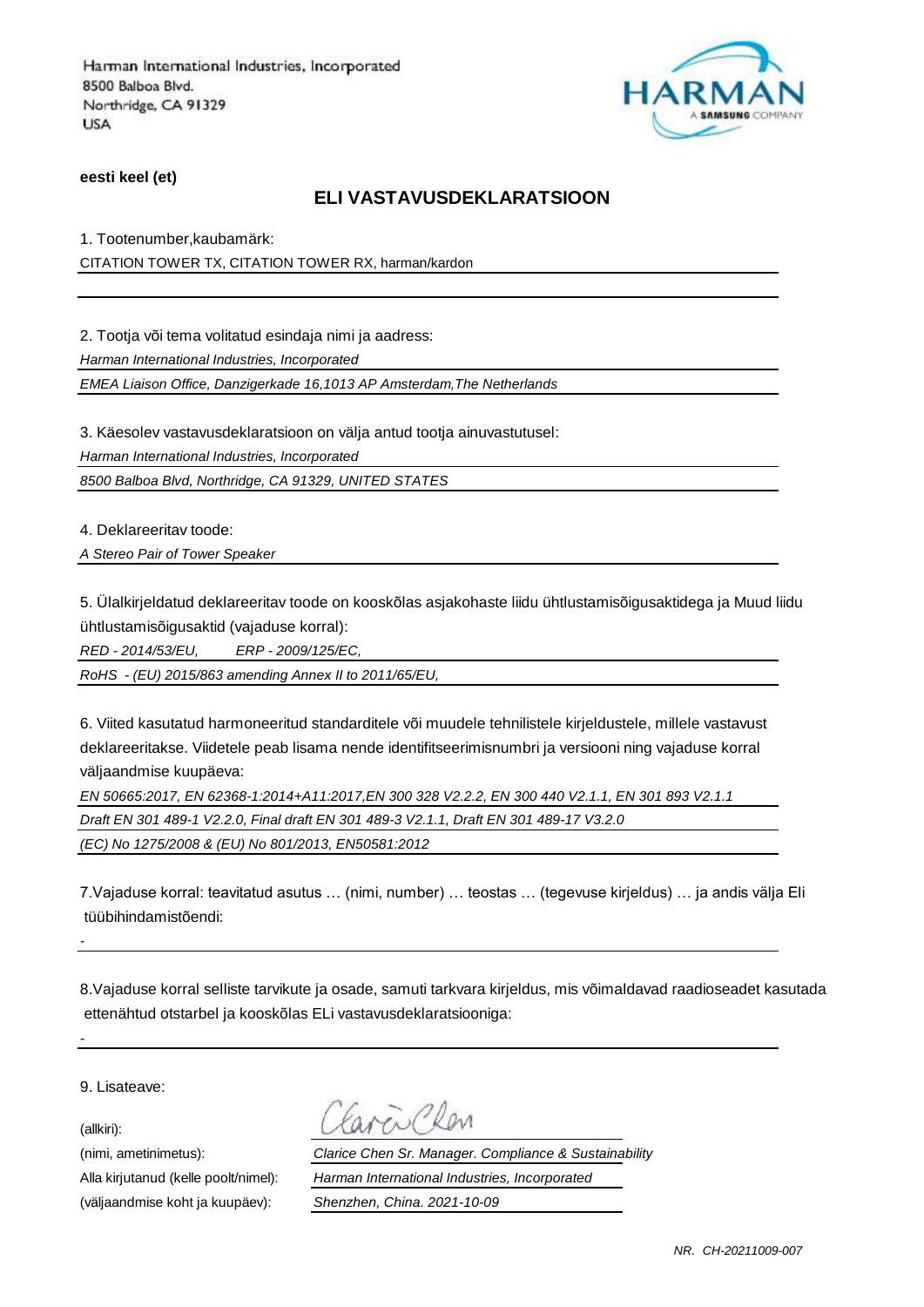Harman International Industries, Incorporated
8500 Balboa Blvd.
Northridge, CA 91329
USA

**eesti keel (et)**

## ELI VASTAVUSDEKLARATSIOON

1. Tootenumber,kaubamärk:

CITATION TOWER TX, CITATION TOWER RX, harman/kardon

2. Tootja või tema volitatud esindaja nimi ja aadress:

*Harman International Industries, Incorporated*

*EMEA Liaison Office, Danzigerkade 16,1013 AP Amsterdam,The Netherlands*

3. Käesolev vastavusdeklaratsioon on välja antud tootja ainuvastutusel:

*Harman International Industries, Incorporated*

*8500 Balboa Blvd, Northridge, CA 91329, UNITED STATES*

4. Deklareeritav toode:

*A Stereo Pair of Tower Speaker*

5. Ülalkirjeldatud deklareeritav toode on kooskõlas asjakohaste liidu ühtlustamisõigusaktidega ja Muud liidu ühtlustamisõigusaktid (vajaduse korral):

*RED - 2014/53/EU, ERP - 2009/125/EC,*

*RoHS - (EU) 2015/863 amending Annex II to 2011/65/EU,*

6. Viited kasutatud harmoneeritud standarditele või muudele tehnilistele kirjeldustele, millele vastavust deklareeritakse. Viidetele peab lisama nende identifitseerimisnumbri ja versiooni ning vajaduse korral väljaandmise kuupäeva:

*EN 50665:2017, EN 62368-1:2014+A11:2017,EN 300 328 V2.2.2, EN 300 440 V2.1.1, EN 301 893 V2.1.1*

*Draft EN 301 489-1 V2.2.0, Final draft EN 301 489-3 V2.1.1, Draft EN 301 489-17 V3.2.0*

*(EC) No 1275/2008 & (EU) No 801/2013, EN50581:2012*

7.Vajaduse korral: teavitatud asutus … (nimi, number) … teostas … (tegevuse kirjeldus) … ja andis välja Eli tüübihindamistõendi:

-

8.Vajaduse korral selliste tarvikute ja osade, samuti tarkvara kirjeldus, mis võimaldavad raadioseadet kasutada ettenähtud otstarbel ja kooskõlas ELi vastavusdeklaratsiooniga:

-

9. Lisateave:

(allkiri): Clarice Chen

(nimi, ametinimetus): *Clarice Chen Sr. Manager. Compliance & Sustainability*

Alla kirjutanud (kelle poolt/nimel): *Harman International Industries, Incorporated*

(väljaandmise koht ja kuupäev): *Shenzhen, China. 2021-10-09*

*NR. CH-20211009-007*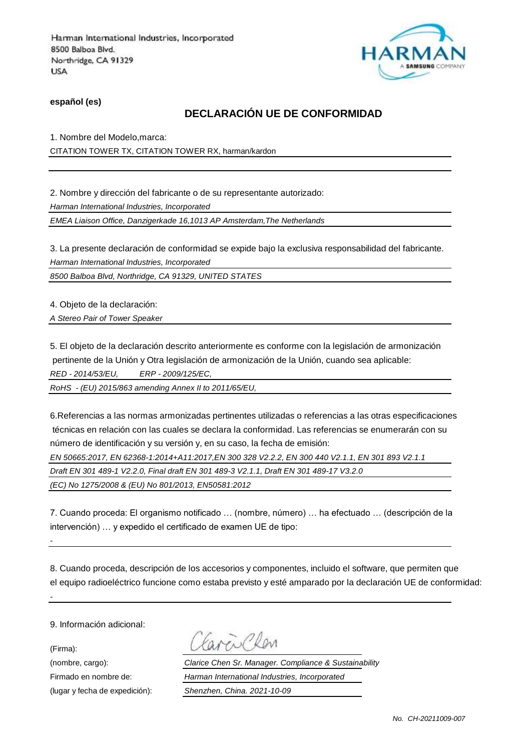Harman International Industries, Incorporated
8500 Balboa Blvd.
Northridge, CA 91329
USA

**español (es)**

## DECLARACIÓN UE DE CONFORMIDAD

1. Nombre del Modelo,marca:

CITATION TOWER TX, CITATION TOWER RX, harman/kardon

2. Nombre y dirección del fabricante o de su representante autorizado:

*Harman International Industries, Incorporated*

*EMEA Liaison Office, Danzigerkade 16,1013 AP Amsterdam,The Netherlands*

3. La presente declaración de conformidad se expide bajo la exclusiva responsabilidad del fabricante.

*Harman International Industries, Incorporated*

*8500 Balboa Blvd, Northridge, CA 91329, UNITED STATES*

4. Objeto de la declaración:

*A Stereo Pair of Tower Speaker*

5. El objeto de la declaración descrito anteriormente es conforme con la legislación de armonización pertinente de la Unión y Otra legislación de armonización de la Unión, cuando sea aplicable:

*RED - 2014/53/EU, ERP - 2009/125/EC,*

*RoHS - (EU) 2015/863 amending Annex II to 2011/65/EU,*

6.Referencias a las normas armonizadas pertinentes utilizadas o referencias a las otras especificaciones técnicas en relación con las cuales se declara la conformidad. Las referencias se enumerarán con su número de identificación y su versión y, en su caso, la fecha de emisión:

*EN 50665:2017, EN 62368-1:2014+A11:2017,EN 300 328 V2.2.2, EN 300 440 V2.1.1, EN 301 893 V2.1.1*

*Draft EN 301 489-1 V2.2.0, Final draft EN 301 489-3 V2.1.1, Draft EN 301 489-17 V3.2.0*

*(EC) No 1275/2008 & (EU) No 801/2013, EN50581:2012*

7. Cuando proceda: El organismo notificado … (nombre, número) … ha efectuado … (descripción de la intervención) … y expedido el certificado de examen UE de tipo:

-

8. Cuando proceda, descripción de los accesorios y componentes, incluido el software, que permiten que el equipo radioeléctrico funcione como estaba previsto y esté amparado por la declaración UE de conformidad:

-

9. Información adicional:

(Firma):

(nombre, cargo): *Clarice Chen Sr. Manager. Compliance & Sustainability*

Firmado en nombre de: *Harman International Industries, Incorporated*

(lugar y fecha de expedición): *Shenzhen, China. 2021-10-09*

*No. CH-20211009-007*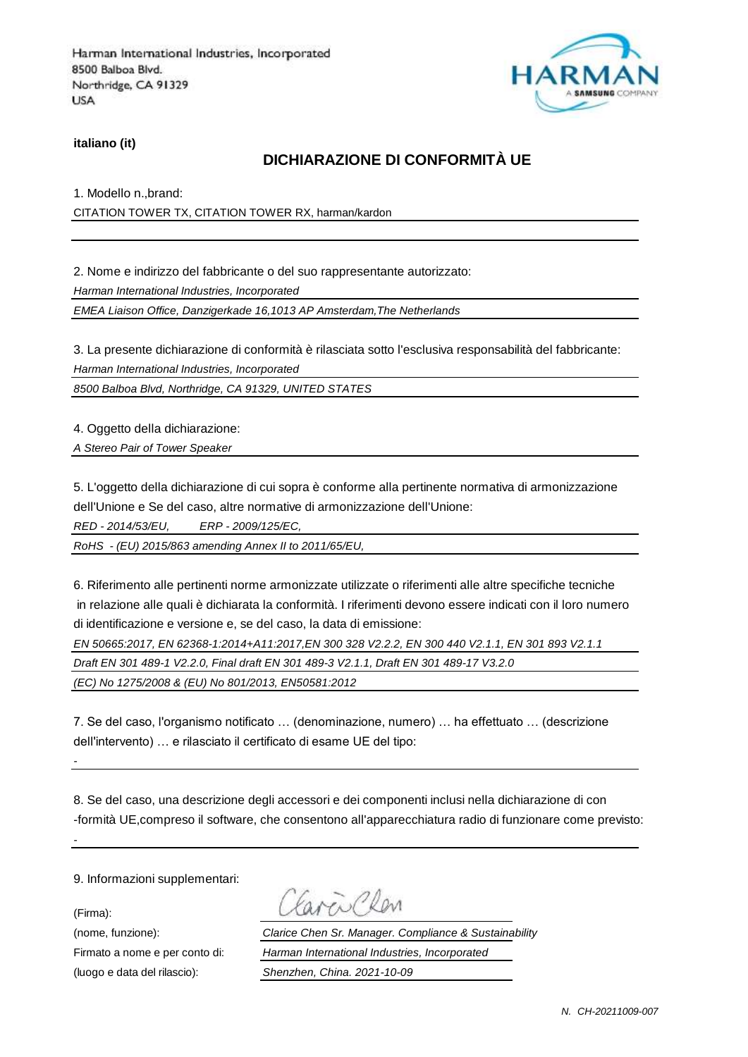Harman International Industries, Incorporated
8500 Balboa Blvd.
Northridge, CA 91329
USA

**italiano (it)**

## DICHIARAZIONE DI CONFORMITÀ UE

1. Modello n.,brand:

CITATION TOWER TX, CITATION TOWER RX, harman/kardon

2. Nome e indirizzo del fabbricante o del suo rappresentante autorizzato:

*Harman International Industries, Incorporated*

*EMEA Liaison Office, Danzigerkade 16,1013 AP Amsterdam,The Netherlands*

3. La presente dichiarazione di conformità è rilasciata sotto l'esclusiva responsabilità del fabbricante:

*Harman International Industries, Incorporated*

*8500 Balboa Blvd, Northridge, CA 91329, UNITED STATES*

4. Oggetto della dichiarazione:

*A Stereo Pair of Tower Speaker*

5. L'oggetto della dichiarazione di cui sopra è conforme alla pertinente normativa di armonizzazione dell'Unione e Se del caso, altre normative di armonizzazione dell'Unione:

*RED - 2014/53/EU, ERP - 2009/125/EC,*

*RoHS - (EU) 2015/863 amending Annex II to 2011/65/EU,*

6. Riferimento alle pertinenti norme armonizzate utilizzate o riferimenti alle altre specifiche tecniche in relazione alle quali è dichiarata la conformità. I riferimenti devono essere indicati con il loro numero di identificazione e versione e, se del caso, la data di emissione:

*EN 50665:2017, EN 62368-1:2014+A11:2017,EN 300 328 V2.2.2, EN 300 440 V2.1.1, EN 301 893 V2.1.1*

*Draft EN 301 489-1 V2.2.0, Final draft EN 301 489-3 V2.1.1, Draft EN 301 489-17 V3.2.0*

*(EC) No 1275/2008 & (EU) No 801/2013, EN50581:2012*

7. Se del caso, l'organismo notificato … (denominazione, numero) … ha effettuato … (descrizione dell'intervento) … e rilasciato il certificato di esame UE del tipo:

-

8. Se del caso, una descrizione degli accessori e dei componenti inclusi nella dichiarazione di con -formità UE,compreso il software, che consentono all'apparecchiatura radio di funzionare come previsto:

-

9. Informazioni supplementari:

(Firma):

(nome, funzione): *Clarice Chen Sr. Manager. Compliance & Sustainability*

Firmato a nome e per conto di: *Harman International Industries, Incorporated*

(luogo e data del rilascio): *Shenzhen, China. 2021-10-09*

*N. CH-20211009-007*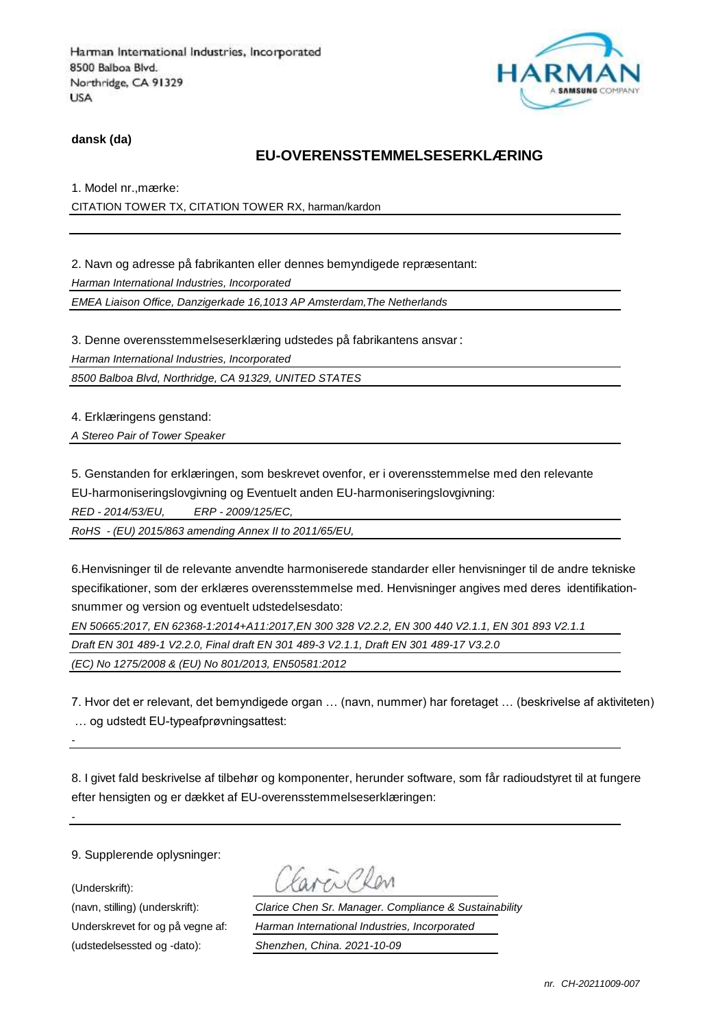Harman International Industries, Incorporated
8500 Balboa Blvd.
Northridge, CA 91329
USA

**dansk (da)**

## EU-OVERENSSTEMMELSESERKLÆRING

1. Model nr.,mærke:

CITATION TOWER TX, CITATION TOWER RX, harman/kardon

2. Navn og adresse på fabrikanten eller dennes bemyndigede repræsentant:

*Harman International Industries, Incorporated*

*EMEA Liaison Office, Danzigerkade 16,1013 AP Amsterdam,The Netherlands*

3. Denne overensstemmelseserklæring udstedes på fabrikantens ansvar :

*Harman International Industries, Incorporated*

*8500 Balboa Blvd, Northridge, CA 91329, UNITED STATES*

4. Erklæringens genstand:

*A Stereo Pair of Tower Speaker*

5. Genstanden for erklæringen, som beskrevet ovenfor, er i overensstemmelse med den relevante EU-harmoniseringslovgivning og Eventuelt anden EU-harmoniseringslovgivning:

*RED - 2014/53/EU, ERP - 2009/125/EC,*

*RoHS - (EU) 2015/863 amending Annex II to 2011/65/EU,*

6.Henvisninger til de relevante anvendte harmoniserede standarder eller henvisninger til de andre tekniske specifikationer, som der erklæres overensstemmelse med. Henvisninger angives med deres identifikation-snummer og version og eventuelt udstedelsesdato:

*EN 50665:2017, EN 62368-1:2014+A11:2017,EN 300 328 V2.2.2, EN 300 440 V2.1.1, EN 301 893 V2.1.1*

*Draft EN 301 489-1 V2.2.0, Final draft EN 301 489-3 V2.1.1, Draft EN 301 489-17 V3.2.0*

*(EC) No 1275/2008 & (EU) No 801/2013, EN50581:2012*

7. Hvor det er relevant, det bemyndigede organ … (navn, nummer) har foretaget … (beskrivelse af aktiviteten) … og udstedt EU-typeafprøvningsattest:

-

8. I givet fald beskrivelse af tilbehør og komponenter, herunder software, som får radioudstyret til at fungere efter hensigten og er dækket af EU-overensstemmelseserklæringen:

-

9. Supplerende oplysninger:

(Underskrift):

(navn, stilling) (underskrift): *Clarice Chen Sr. Manager. Compliance & Sustainability*

Underskrevet for og på vegne af: *Harman International Industries, Incorporated*

(udstedelsessted og -dato): *Shenzhen, China. 2021-10-09*

*nr. CH-20211009-007*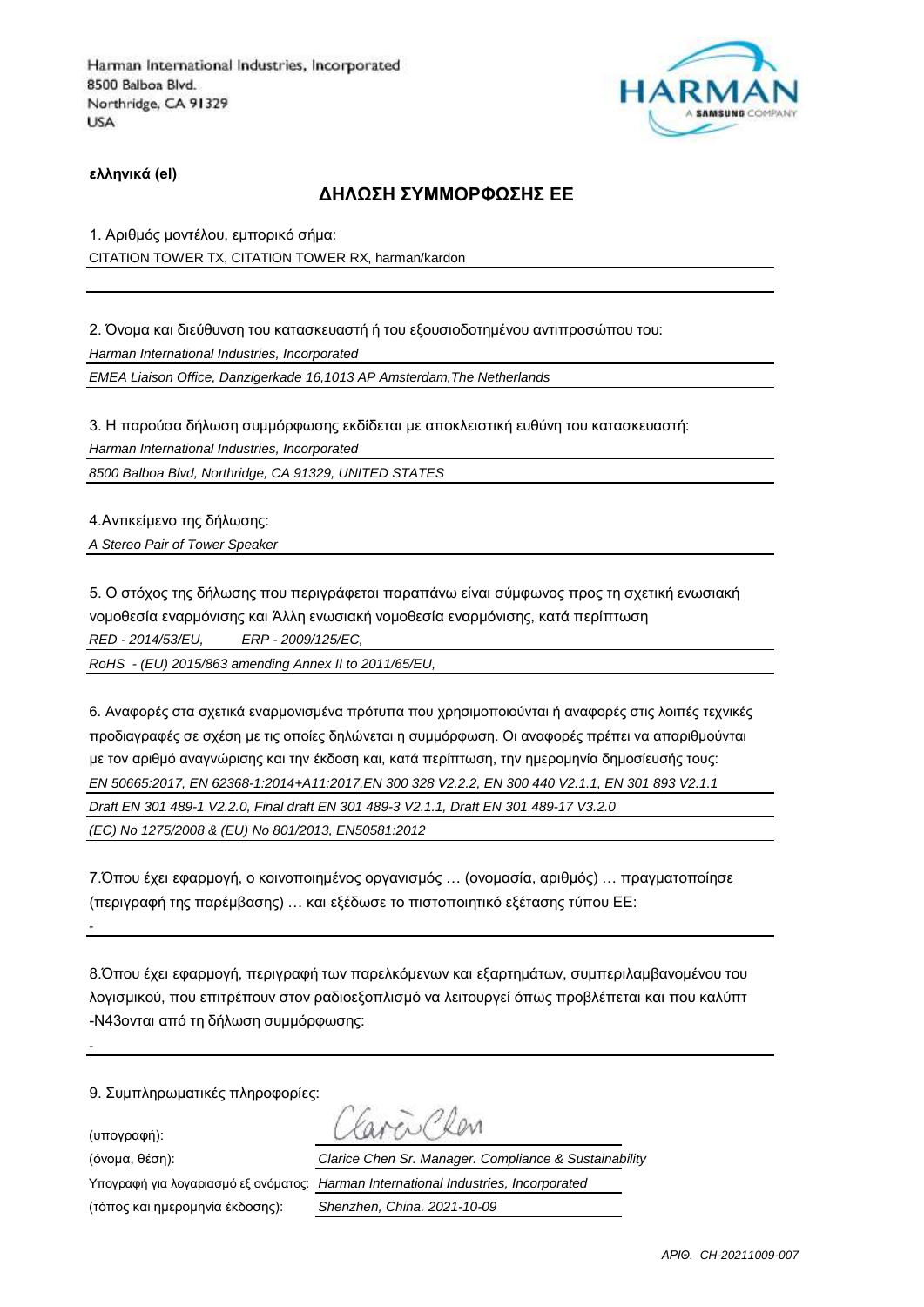Harman International Industries, Incorporated
8500 Balboa Blvd.
Northridge, CA 91329
USA

**ελληνικά (el)**

## ΔΗΛΩΣΗ ΣΥΜΜΟΡΦΩΣΗΣ ΕΕ

1. Αριθμός μοντέλου, εμπορικό σήμα:

CITATION TOWER TX, CITATION TOWER RX, harman/kardon

2. Όνομα και διεύθυνση του κατασκευαστή ή του εξουσιοδοτημένου αντιπροσώπου του:

*Harman International Industries, Incorporated*

*EMEA Liaison Office, Danzigerkade 16,1013 AP Amsterdam,The Netherlands*

3. Η παρούσα δήλωση συμμόρφωσης εκδίδεται με αποκλειστική ευθύνη του κατασκευαστή:

*Harman International Industries, Incorporated*

*8500 Balboa Blvd, Northridge, CA 91329, UNITED STATES*

4.Αντικείμενο της δήλωσης:

*A Stereo Pair of Tower Speaker*

5. Ο στόχος της δήλωσης που περιγράφεται παραπάνω είναι σύμφωνος προς τη σχετική ενωσιακή νομοθεσία εναρμόνισης και Άλλη ενωσιακή νομοθεσία εναρμόνισης, κατά περίπτωση

*RED - 2014/53/EU, ERP - 2009/125/EC,*

*RoHS - (EU) 2015/863 amending Annex II to 2011/65/EU,*

6. Αναφορές στα σχετικά εναρμονισμένα πρότυπα που χρησιμοποιούνται ή αναφορές στις λοιπές τεχνικές προδιαγραφές σε σχέση με τις οποίες δηλώνεται η συμμόρφωση. Οι αναφορές πρέπει να απαριθμούνται με τον αριθμό αναγνώρισης και την έκδοση και, κατά περίπτωση, την ημερομηνία δημοσίευσής τους:

*EN 50665:2017, EN 62368-1:2014+A11:2017,EN 300 328 V2.2.2, EN 300 440 V2.1.1, EN 301 893 V2.1.1*

*Draft EN 301 489-1 V2.2.0, Final draft EN 301 489-3 V2.1.1, Draft EN 301 489-17 V3.2.0*

*(EC) No 1275/2008 & (EU) No 801/2013, EN50581:2012*

7.Όπου έχει εφαρμογή, ο κοινοποιημένος οργανισμός … (ονομασία, αριθμός) … πραγματοποίησε (περιγραφή της παρέμβασης) … και εξέδωσε το πιστοποιητικό εξέτασης τύπου ΕΕ:

-

8.Όπου έχει εφαρμογή, περιγραφή των παρελκόμενων και εξαρτημάτων, συμπεριλαμβανομένου του λογισμικού, που επιτρέπουν στον ραδιοεξοπλισμό να λειτουργεί όπως προβλέπεται και που καλύπτ -N43ονται από τη δήλωση συμμόρφωσης:

-

9. Συμπληρωματικές πληροφορίες:

(υπογραφή):

(όνομα, θέση): *Clarice Chen Sr. Manager. Compliance & Sustainability*

Υπογραφή για λογαριασμό εξ ονόματος: *Harman International Industries, Incorporated*

(τόπος και ημερομηνία έκδοσης): *Shenzhen, China. 2021-10-09*

*ΑΡΙΘ. CH-20211009-007*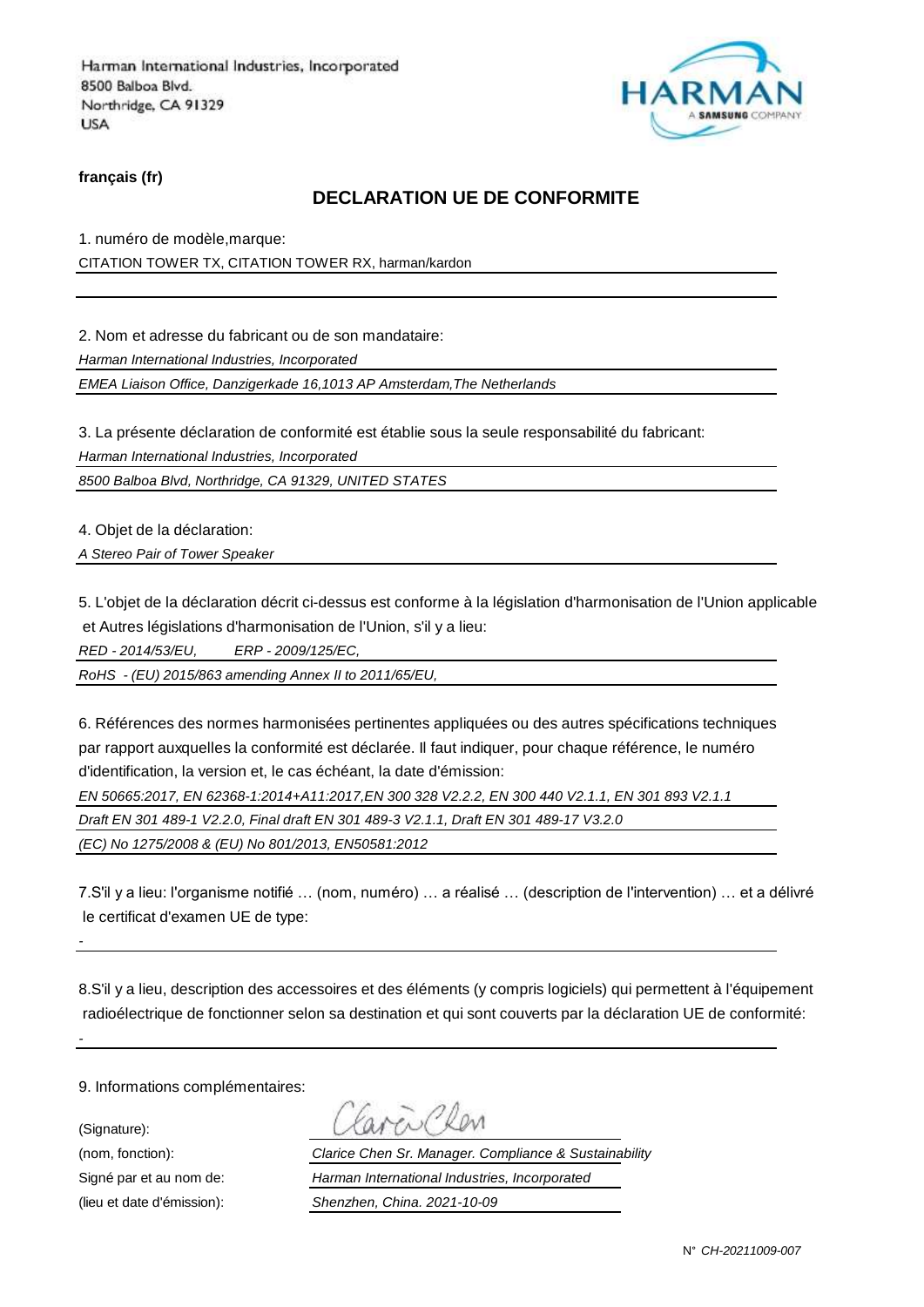Harman International Industries, Incorporated
8500 Balboa Blvd.
Northridge, CA 91329
USA

HARMAN
A SAMSUNG COMPANY

**français (fr)**

## DECLARATION UE DE CONFORMITE

1. numéro de modèle,marque:

CITATION TOWER TX, CITATION TOWER RX, harman/kardon

2. Nom et adresse du fabricant ou de son mandataire:

*Harman International Industries, Incorporated*

*EMEA Liaison Office, Danzigerkade 16,1013 AP Amsterdam,The Netherlands*

3. La présente déclaration de conformité est établie sous la seule responsabilité du fabricant:

*Harman International Industries, Incorporated*

*8500 Balboa Blvd, Northridge, CA 91329, UNITED STATES*

4. Objet de la déclaration:

*A Stereo Pair of Tower Speaker*

5. L'objet de la déclaration décrit ci-dessus est conforme à la législation d'harmonisation de l'Union applicable et Autres législations d'harmonisation de l'Union, s'il y a lieu:

*RED - 2014/53/EU, ERP - 2009/125/EC,*

*RoHS - (EU) 2015/863 amending Annex II to 2011/65/EU,*

6. Références des normes harmonisées pertinentes appliquées ou des autres spécifications techniques par rapport auxquelles la conformité est déclarée. Il faut indiquer, pour chaque référence, le numéro d'identification, la version et, le cas échéant, la date d'émission:

*EN 50665:2017, EN 62368-1:2014+A11:2017,EN 300 328 V2.2.2, EN 300 440 V2.1.1, EN 301 893 V2.1.1*

*Draft EN 301 489-1 V2.2.0, Final draft EN 301 489-3 V2.1.1, Draft EN 301 489-17 V3.2.0*

*(EC) No 1275/2008 & (EU) No 801/2013, EN50581:2012*

7.S'il y a lieu: l'organisme notifié … (nom, numéro) … a réalisé … (description de l'intervention) … et a délivré le certificat d'examen UE de type:

-

8.S'il y a lieu, description des accessoires et des éléments (y compris logiciels) qui permettent à l'équipement radioélectrique de fonctionner selon sa destination et qui sont couverts par la déclaration UE de conformité:

-

9. Informations complémentaires:

(Signature): 

(nom, fonction): *Clarice Chen Sr. Manager. Compliance & Sustainability*

Signé par et au nom de: *Harman International Industries, Incorporated*

(lieu et date d'émission): *Shenzhen, China. 2021-10-09*

N° *CH-20211009-007*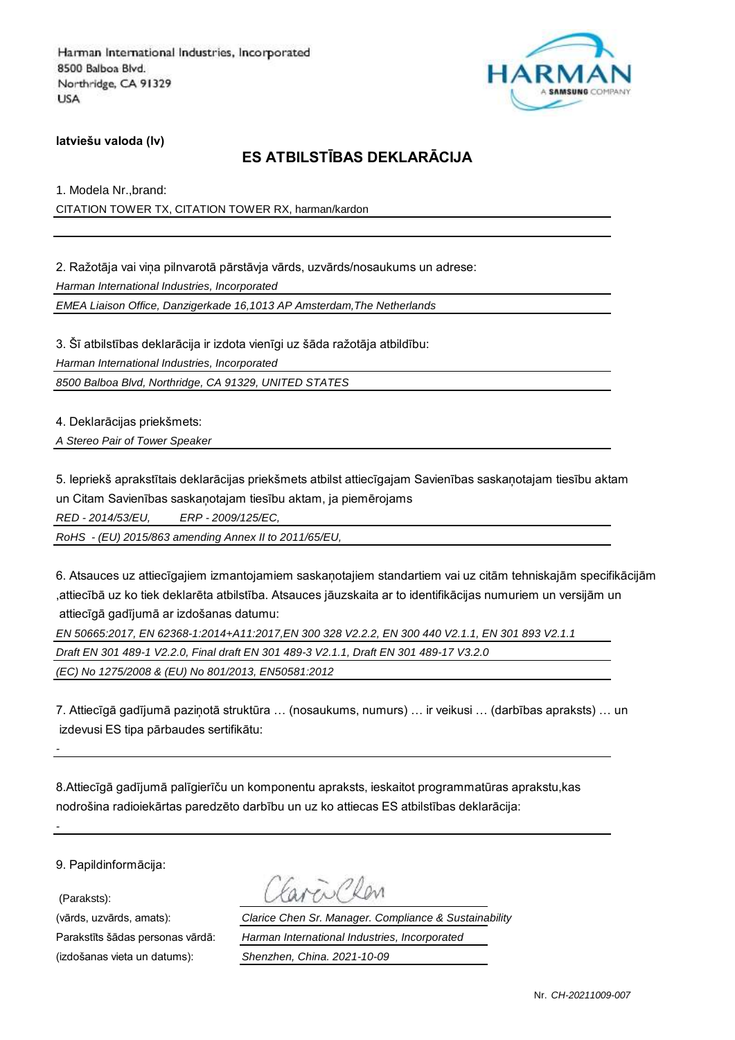Harman International Industries, Incorporated
8500 Balboa Blvd.
Northridge, CA 91329
USA

HARMAN
A SAMSUNG COMPANY

**latviešu valoda (lv)**

## ES ATBILSTĪBAS DEKLARĀCIJA

1. Modela Nr.,brand:

CITATION TOWER TX, CITATION TOWER RX, harman/kardon

2. Ražotāja vai viņa pilnvarotā pārstāvja vārds, uzvārds/nosaukums un adrese:

*Harman International Industries, Incorporated*

*EMEA Liaison Office, Danzigerkade 16,1013 AP Amsterdam,The Netherlands*

3. Šī atbilstības deklarācija ir izdota vienīgi uz šāda ražotāja atbildību:

*Harman International Industries, Incorporated*

*8500 Balboa Blvd, Northridge, CA 91329, UNITED STATES*

4. Deklarācijas priekšmets:

*A Stereo Pair of Tower Speaker*

5. Iepriekš aprakstītais deklarācijas priekšmets atbilst attiecīgajam Savienības saskaņotajam tiesību aktam un Citam Savienības saskaņotajam tiesību aktam, ja piemērojams

*RED - 2014/53/EU,        ERP - 2009/125/EC,*

*RoHS  - (EU) 2015/863 amending Annex II to 2011/65/EU,*

6. Atsauces uz attiecīgajiem izmantojamiem saskaņotajiem standartiem vai uz citām tehniskajām specifikācijām ,attiecībā uz ko tiek deklarēta atbilstība. Atsauces jāuzskaita ar to identifikācijas numuriem un versijām un attiecīgā gadījumā ar izdošanas datumu:

*EN 50665:2017, EN 62368-1:2014+A11:2017,EN 300 328 V2.2.2, EN 300 440 V2.1.1, EN 301 893 V2.1.1*

*Draft EN 301 489-1 V2.2.0, Final draft EN 301 489-3 V2.1.1, Draft EN 301 489-17 V3.2.0*

*(EC) No 1275/2008 & (EU) No 801/2013, EN50581:2012*

7. Attiecīgā gadījumā paziņotā struktūra … (nosaukums, numurs) … ir veikusi … (darbības apraksts) … un izdevusi ES tipa pārbaudes sertifikātu:

-

8.Attiecīgā gadījumā palīgierīču un komponentu apraksts, ieskaitot programmatūras aprakstu,kas nodrošina radioiekārtas paredzēto darbību un uz ko attiecas ES atbilstības deklarācija:

-

9. Papildinformācija:

(Paraksts):

(vārds, uzvārds, amats): *Clarice Chen Sr. Manager. Compliance & Sustainability*

Parakstīts šādas personas vārdā: *Harman International Industries, Incorporated*

(izdošanas vieta un datums): *Shenzhen, China. 2021-10-09*

Nr. *CH-20211009-007*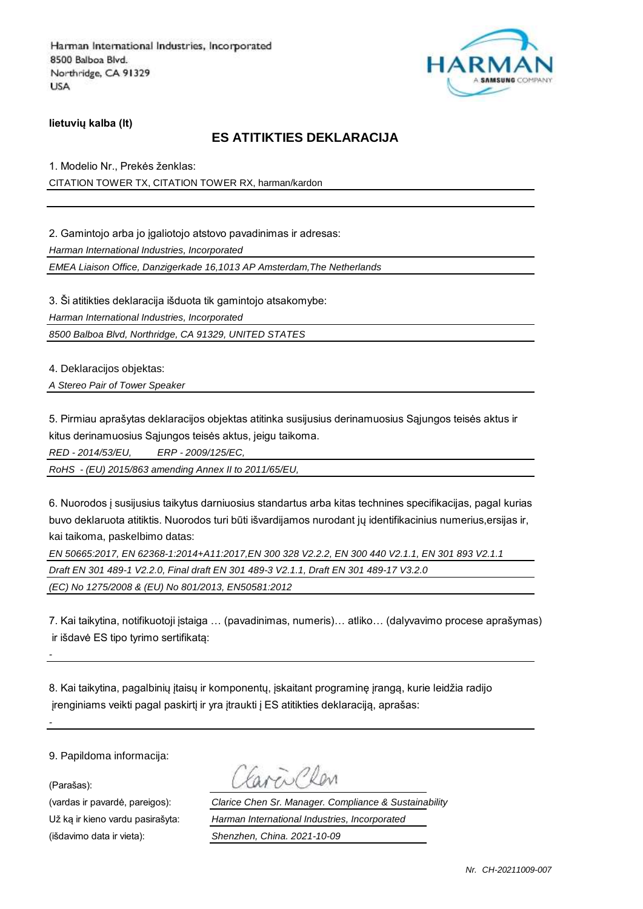Harman International Industries, Incorporated
8500 Balboa Blvd.
Northridge, CA 91329
USA

HARMAN A SAMSUNG COMPANY

**lietuvių kalba (lt)**

## ES ATITIKTIES DEKLARACIJA

1. Modelio Nr., Prekės ženklas:

CITATION TOWER TX, CITATION TOWER RX, harman/kardon

2. Gamintojo arba jo įgaliotojo atstovo pavadinimas ir adresas:

*Harman International Industries, Incorporated*

*EMEA Liaison Office, Danzigerkade 16,1013 AP Amsterdam,The Netherlands*

3. Ši atitikties deklaracija išduota tik gamintojo atsakomybe:

*Harman International Industries, Incorporated*

*8500 Balboa Blvd, Northridge, CA 91329, UNITED STATES*

4. Deklaracijos objektas:

*A Stereo Pair of Tower Speaker*

5. Pirmiau aprašytas deklaracijos objektas atitinka susijusius derinamuosius Sąjungos teisės aktus ir kitus derinamuosius Sąjungos teisės aktus, jeigu taikoma.

*RED - 2014/53/EU, ERP - 2009/125/EC,*

*RoHS - (EU) 2015/863 amending Annex II to 2011/65/EU,*

6. Nuorodos į susijusius taikytus darniuosius standartus arba kitas technines specifikacijas, pagal kurias buvo deklaruota atitiktis. Nuorodos turi būti išvardijamos nurodant jų identifikacinius numerius,ersijas ir, kai taikoma, paskelbimo datas:

*EN 50665:2017, EN 62368-1:2014+A11:2017,EN 300 328 V2.2.2, EN 300 440 V2.1.1, EN 301 893 V2.1.1*

*Draft EN 301 489-1 V2.2.0, Final draft EN 301 489-3 V2.1.1, Draft EN 301 489-17 V3.2.0*

*(EC) No 1275/2008 & (EU) No 801/2013, EN50581:2012*

7. Kai taikytina, notifikuotoji įstaiga … (pavadinimas, numeris)… atliko… (dalyvavimo procese aprašymas) ir išdavė ES tipo tyrimo sertifikatą:

-

8. Kai taikytina, pagalbinių įtaisų ir komponentų, įskaitant programinę įrangą, kurie leidžia radijo įrenginiams veikti pagal paskirtį ir yra įtraukti į ES atitikties deklaraciją, aprašas:

-

9. Papildoma informacija:

(Parašas): Clarice Chen

(vardas ir pavardė, pareigos): *Clarice Chen Sr. Manager. Compliance & Sustainability*

Už ką ir kieno vardu pasirašyta: *Harman International Industries, Incorporated*

(išdavimo data ir vieta): *Shenzhen, China. 2021-10-09*

*Nr. CH-20211009-007*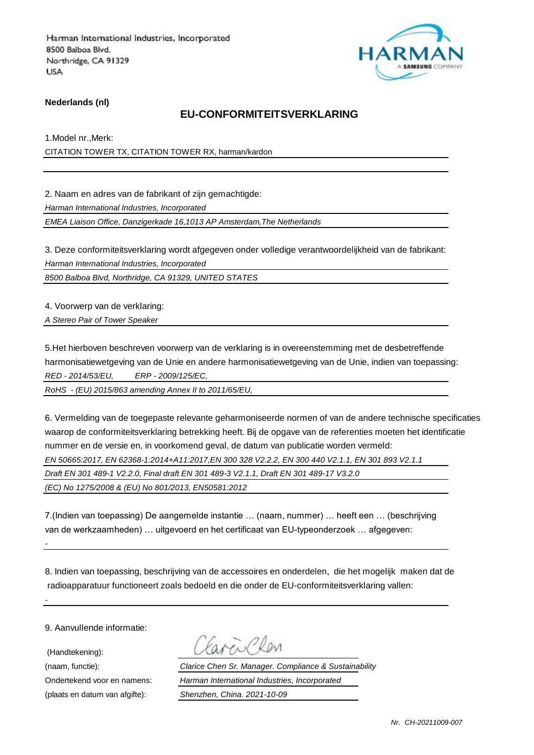Harman International Industries, Incorporated
8500 Balboa Blvd.
Northridge, CA 91329
USA

**Nederlands (nl)**

## EU-CONFORMITEITSVERKLARING

1.Model nr.,Merk:

CITATION TOWER TX, CITATION TOWER RX, harman/kardon

2. Naam en adres van de fabrikant of zijn gemachtigde:

*Harman International Industries, Incorporated*

*EMEA Liaison Office, Danzigerkade 16,1013 AP Amsterdam,The Netherlands*

3. Deze conformiteitsverklaring wordt afgegeven onder volledige verantwoordelijkheid van de fabrikant:

*Harman International Industries, Incorporated*

*8500 Balboa Blvd, Northridge, CA 91329, UNITED STATES*

4. Voorwerp van de verklaring:

*A Stereo Pair of Tower Speaker*

5.Het hierboven beschreven voorwerp van de verklaring is in overeenstemming met de desbetreffende harmonisatiewetgeving van de Unie en andere harmonisatiewetgeving van de Unie, indien van toepassing:

*RED - 2014/53/EU, ERP - 2009/125/EC,*

*RoHS - (EU) 2015/863 amending Annex II to 2011/65/EU,*

6. Vermelding van de toegepaste relevante geharmoniseerde normen of van de andere technische specificaties waarop de conformiteitsverklaring betrekking heeft. Bij de opgave van de referenties moeten het identificatie nummer en de versie en, in voorkomend geval, de datum van publicatie worden vermeld:

*EN 50665:2017, EN 62368-1:2014+A11:2017,EN 300 328 V2.2.2, EN 300 440 V2.1.1, EN 301 893 V2.1.1*

*Draft EN 301 489-1 V2.2.0, Final draft EN 301 489-3 V2.1.1, Draft EN 301 489-17 V3.2.0*

*(EC) No 1275/2008 & (EU) No 801/2013, EN50581:2012*

7.(Indien van toepassing) De aangemelde instantie … (naam, nummer) … heeft een … (beschrijving van de werkzaamheden) … uitgevoerd en het certificaat van EU-typeonderzoek … afgegeven:

-

8. Indien van toepassing, beschrijving van de accessoires en onderdelen, die het mogelijk maken dat de radioapparatuur functioneert zoals bedoeld en die onder de EU-conformiteitsverklaring vallen:

-

9. Aanvullende informatie:

(Handtekening): Clarice Chen

(naam, functie): *Clarice Chen Sr. Manager. Compliance & Sustainability*

Ondertekend voor en namens: *Harman International Industries, Incorporated*

(plaats en datum van afgifte): *Shenzhen, China. 2021-10-09*

*Nr. CH-20211009-007*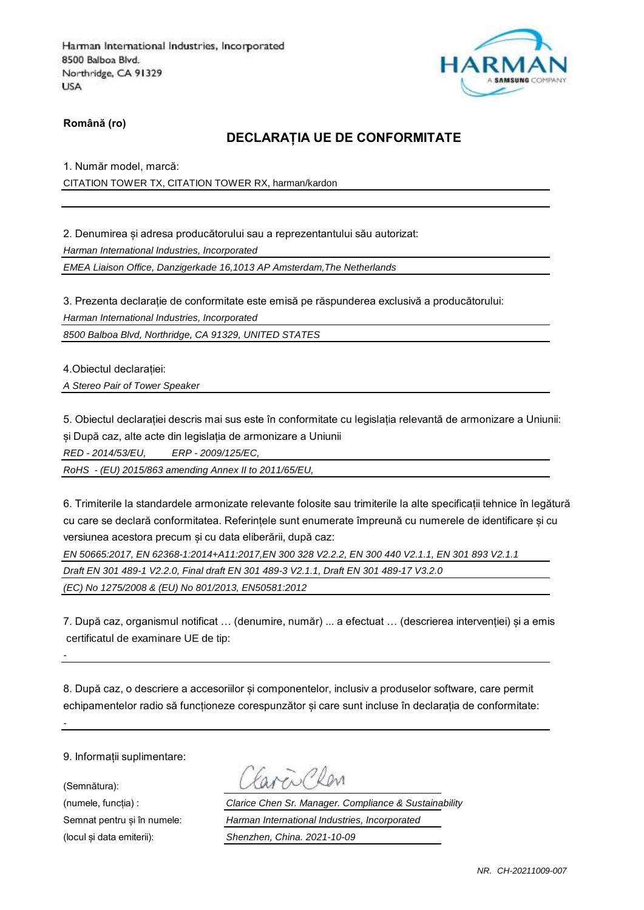Harman International Industries, Incorporated
8500 Balboa Blvd.
Northridge, CA 91329
USA

**Română (ro)**

## DECLARAȚIA UE DE CONFORMITATE

1. Număr model, marcă:

CITATION TOWER TX, CITATION TOWER RX, harman/kardon

2. Denumirea și adresa producătorului sau a reprezentantului său autorizat:

*Harman International Industries, Incorporated*

*EMEA Liaison Office, Danzigerkade 16,1013 AP Amsterdam,The Netherlands*

3. Prezenta declarație de conformitate este emisă pe răspunderea exclusivă a producătorului:

*Harman International Industries, Incorporated*

*8500 Balboa Blvd, Northridge, CA 91329, UNITED STATES*

4.Obiectul declarației:

*A Stereo Pair of Tower Speaker*

5. Obiectul declarației descris mai sus este în conformitate cu legislația relevantă de armonizare a Uniunii: și După caz, alte acte din legislația de armonizare a Uniunii

*RED - 2014/53/EU, ERP - 2009/125/EC,*

*RoHS - (EU) 2015/863 amending Annex II to 2011/65/EU,*

6. Trimiterile la standardele armonizate relevante folosite sau trimiterile la alte specificații tehnice în legătură cu care se declară conformitatea. Referințele sunt enumerate împreună cu numerele de identificare și cu versiunea acestora precum și cu data eliberării, după caz:

*EN 50665:2017, EN 62368-1:2014+A11:2017,EN 300 328 V2.2.2, EN 300 440 V2.1.1, EN 301 893 V2.1.1*

*Draft EN 301 489-1 V2.2.0, Final draft EN 301 489-3 V2.1.1, Draft EN 301 489-17 V3.2.0*

*(EC) No 1275/2008 & (EU) No 801/2013, EN50581:2012*

7. După caz, organismul notificat … (denumire, număr) ... a efectuat … (descrierea intervenției) și a emis certificatul de examinare UE de tip:

-

8. După caz, o descriere a accesoriilor și componentelor, inclusiv a produselor software, care permit echipamentelor radio să funcționeze corespunzător și care sunt incluse în declarația de conformitate:

-

9. Informații suplimentare:

(Semnătura): *Clarice Chen*

(numele, funcția) : *Clarice Chen Sr. Manager. Compliance & Sustainability*

Semnat pentru și în numele: *Harman International Industries, Incorporated*

(locul și data emiterii): *Shenzhen, China. 2021-10-09*

*NR. CH-20211009-007*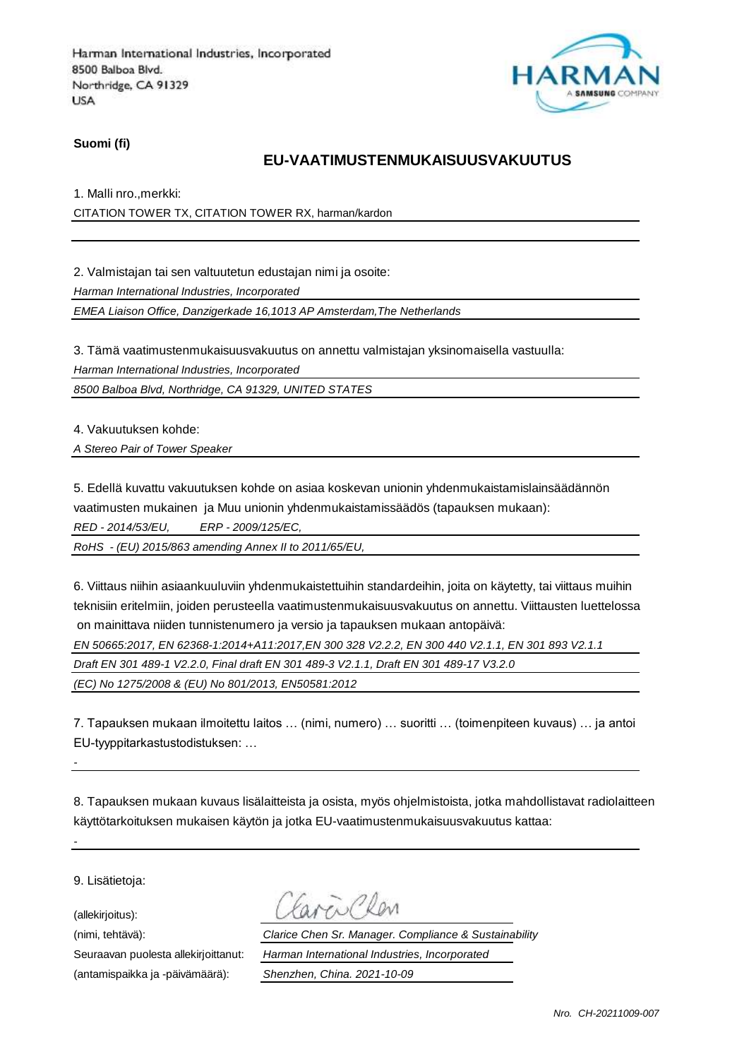Harman International Industries, Incorporated
8500 Balboa Blvd.
Northridge, CA 91329
USA

**Suomi (fi)**

## EU-VAATIMUSTENMUKAISUUSVAKUUTUS

1. Malli nro.,merkki:

CITATION TOWER TX, CITATION TOWER RX, harman/kardon

2. Valmistajan tai sen valtuutetun edustajan nimi ja osoite:

*Harman International Industries, Incorporated*

*EMEA Liaison Office, Danzigerkade 16,1013 AP Amsterdam,The Netherlands*

3. Tämä vaatimustenmukaisuusvakuutus on annettu valmistajan yksinomaisella vastuulla:

*Harman International Industries, Incorporated*

*8500 Balboa Blvd, Northridge, CA 91329, UNITED STATES*

4. Vakuutuksen kohde:

*A Stereo Pair of Tower Speaker*

5. Edellä kuvattu vakuutuksen kohde on asiaa koskevan unionin yhdenmukaistamislainsäädännön vaatimusten mukainen ja Muu unionin yhdenmukaistamissäädös (tapauksen mukaan):

*RED - 2014/53/EU, ERP - 2009/125/EC,*

*RoHS - (EU) 2015/863 amending Annex II to 2011/65/EU,*

6. Viittaus niihin asiaankuuluviin yhdenmukaistettuihin standardeihin, joita on käytetty, tai viittaus muihin teknisiin eritelmiin, joiden perusteella vaatimustenmukaisuusvakuutus on annettu. Viittausten luettelossa on mainittava niiden tunnistenumero ja versio ja tapauksen mukaan antopäivä:

*EN 50665:2017, EN 62368-1:2014+A11:2017,EN 300 328 V2.2.2, EN 300 440 V2.1.1, EN 301 893 V2.1.1*

*Draft EN 301 489-1 V2.2.0, Final draft EN 301 489-3 V2.1.1, Draft EN 301 489-17 V3.2.0*

*(EC) No 1275/2008 & (EU) No 801/2013, EN50581:2012*

7. Tapauksen mukaan ilmoitettu laitos … (nimi, numero) … suoritti … (toimenpiteen kuvaus) … ja antoi EU-tyyppitarkastustodistuksen: …

-

8. Tapauksen mukaan kuvaus lisälaitteista ja osista, myös ohjelmistoista, jotka mahdollistavat radiolaitteen käyttötarkoituksen mukaisen käytön ja jotka EU-vaatimustenmukaisuusvakuutus kattaa:

-

9. Lisätietoja:

(allekirjoitus): Clarice Chen

(nimi, tehtävä): *Clarice Chen Sr. Manager. Compliance & Sustainability*

Seuraavan puolesta allekirjoittanut: *Harman International Industries, Incorporated*

(antamispaikka ja -päivämäärä): *Shenzhen, China. 2021-10-09*

*Nro. CH-20211009-007*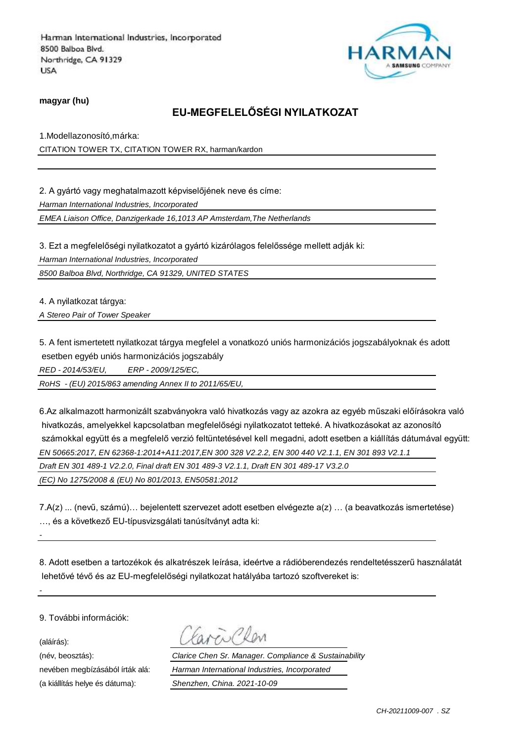Harman International Industries, Incorporated
8500 Balboa Blvd.
Northridge, CA 91329
USA

**magyar (hu)**

## EU-MEGFELELŐSÉGI NYILATKOZAT

1.Modellazonosító,márka:

CITATION TOWER TX, CITATION TOWER RX, harman/kardon

2. A gyártó vagy meghatalmazott képviselőjének neve és címe:

*Harman International Industries, Incorporated*

*EMEA Liaison Office, Danzigerkade 16,1013 AP Amsterdam,The Netherlands*

3. Ezt a megfelelőségi nyilatkozatot a gyártó kizárólagos felelőssége mellett adják ki:

*Harman International Industries, Incorporated*

*8500 Balboa Blvd, Northridge, CA 91329, UNITED STATES*

4. A nyilatkozat tárgya:

*A Stereo Pair of Tower Speaker*

5. A fent ismertetett nyilatkozat tárgya megfelel a vonatkozó uniós harmonizációs jogszabályoknak és adott esetben egyéb uniós harmonizációs jogszabály

*RED - 2014/53/EU, ERP - 2009/125/EC,*

*RoHS - (EU) 2015/863 amending Annex II to 2011/65/EU,*

6.Az alkalmazott harmonizált szabványokra való hivatkozás vagy az azokra az egyéb műszaki előírásokra való hivatkozás, amelyekkel kapcsolatban megfelelőségi nyilatkozatot tetteké. A hivatkozásokat az azonosító számokkal együtt és a megfelelő verzió feltüntetésével kell megadni, adott esetben a kiállítás dátumával együtt:

*EN 50665:2017, EN 62368-1:2014+A11:2017,EN 300 328 V2.2.2, EN 300 440 V2.1.1, EN 301 893 V2.1.1*

*Draft EN 301 489-1 V2.2.0, Final draft EN 301 489-3 V2.1.1, Draft EN 301 489-17 V3.2.0*

*(EC) No 1275/2008 & (EU) No 801/2013, EN50581:2012*

7.A(z) ... (nevű, számú)… bejelentett szervezet adott esetben elvégezte a(z) … (a beavatkozás ismertetése) …, és a következő EU-típusvizsgálati tanúsítványt adta ki:

-

8. Adott esetben a tartozékok és alkatrészek leírása, ideértve a rádióberendezés rendeltetésszerű használatát lehetővé tévő és az EU-megfelelőségi nyilatkozat hatályába tartozó szoftvereket is:

-

9. További információk:

(aláírás):

(név, beosztás): *Clarice Chen Sr. Manager. Compliance & Sustainability*

nevében megbízásából írták alá: *Harman International Industries, Incorporated*

(a kiállítás helye és dátuma): *Shenzhen, China. 2021-10-09*

*CH-20211009-007 . SZ*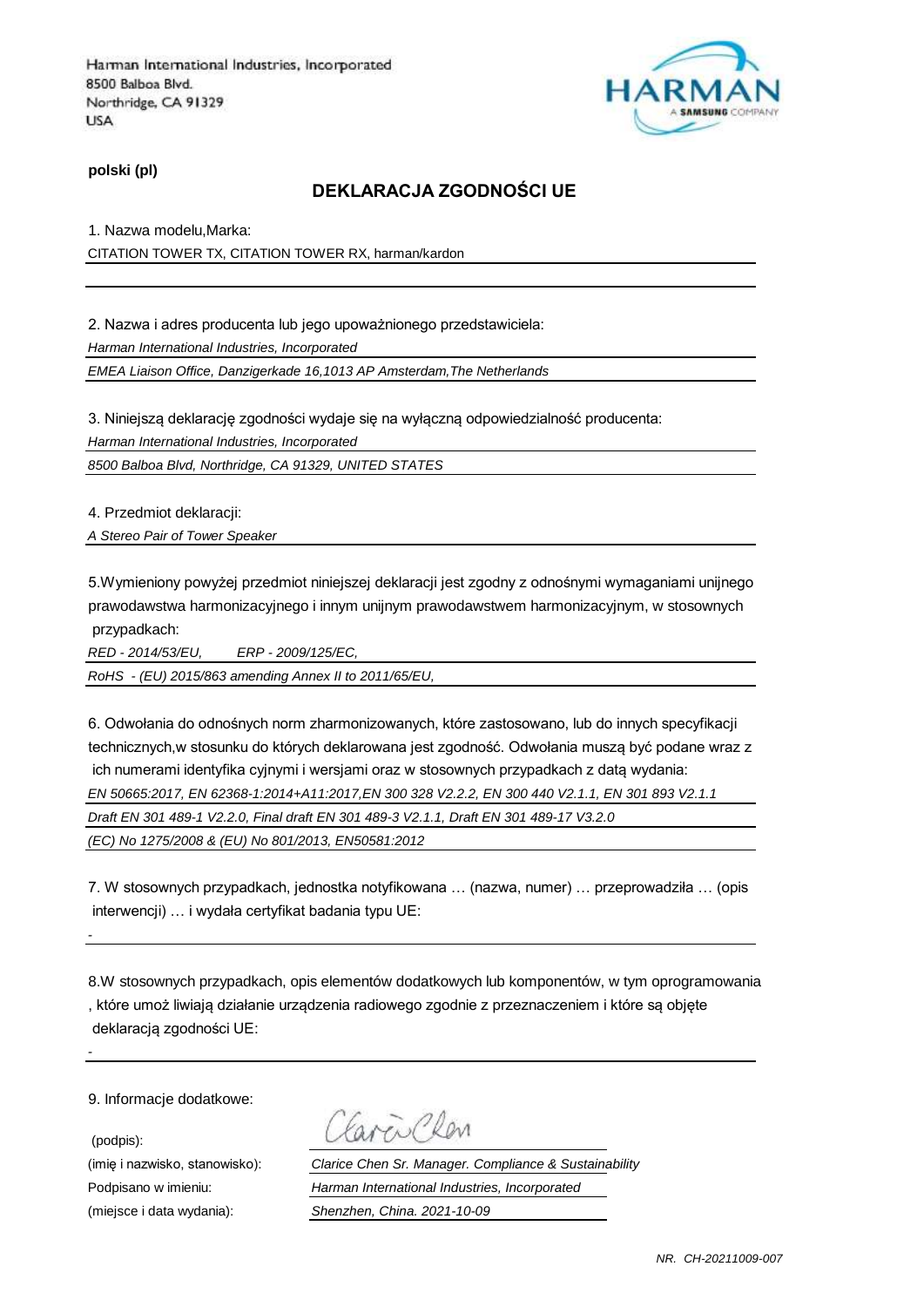Harman International Industries, Incorporated
8500 Balboa Blvd.
Northridge, CA 91329
USA

**polski (pl)**

## DEKLARACJA ZGODNOŚCI UE

1. Nazwa modelu,Marka:

CITATION TOWER TX, CITATION TOWER RX, harman/kardon

2. Nazwa i adres producenta lub jego upoważnionego przedstawiciela:

*Harman International Industries, Incorporated*

*EMEA Liaison Office, Danzigerkade 16,1013 AP Amsterdam,The Netherlands*

3. Niniejszą deklarację zgodności wydaje się na wyłączną odpowiedzialność producenta:

*Harman International Industries, Incorporated*

*8500 Balboa Blvd, Northridge, CA 91329, UNITED STATES*

4. Przedmiot deklaracji:

*A Stereo Pair of Tower Speaker*

5.Wymieniony powyżej przedmiot niniejszej deklaracji jest zgodny z odnośnymi wymaganiami unijnego prawodawstwa harmonizacyjnego i innym unijnym prawodawstwem harmonizacyjnym, w stosownych przypadkach:

*RED - 2014/53/EU, ERP - 2009/125/EC,*

*RoHS - (EU) 2015/863 amending Annex II to 2011/65/EU,*

6. Odwołania do odnośnych norm zharmonizowanych, które zastosowano, lub do innych specyfikacji technicznych,w stosunku do których deklarowana jest zgodność. Odwołania muszą być podane wraz z ich numerami identyfika cyjnymi i wersjami oraz w stosownych przypadkach z datą wydania:

*EN 50665:2017, EN 62368-1:2014+A11:2017,EN 300 328 V2.2.2, EN 300 440 V2.1.1, EN 301 893 V2.1.1*

*Draft EN 301 489-1 V2.2.0, Final draft EN 301 489-3 V2.1.1, Draft EN 301 489-17 V3.2.0*

*(EC) No 1275/2008 & (EU) No 801/2013, EN50581:2012*

7. W stosownych przypadkach, jednostka notyfikowana … (nazwa, numer) … przeprowadziła … (opis interwencji) … i wydała certyfikat badania typu UE:

-

8.W stosownych przypadkach, opis elementów dodatkowych lub komponentów, w tym oprogramowania , które umoż liwiają działanie urządzenia radiowego zgodnie z przeznaczeniem i które są objęte deklaracją zgodności UE:

-

9. Informacje dodatkowe:

| | |
|---|---|
| (podpis): | Clarice Chen |
| (imię i nazwisko, stanowisko): | *Clarice Chen Sr. Manager. Compliance & Sustainability* |
| Podpisano w imieniu: | *Harman International Industries, Incorporated* |
| (miejsce i data wydania): | *Shenzhen, China. 2021-10-09* |

*NR. CH-20211009-007*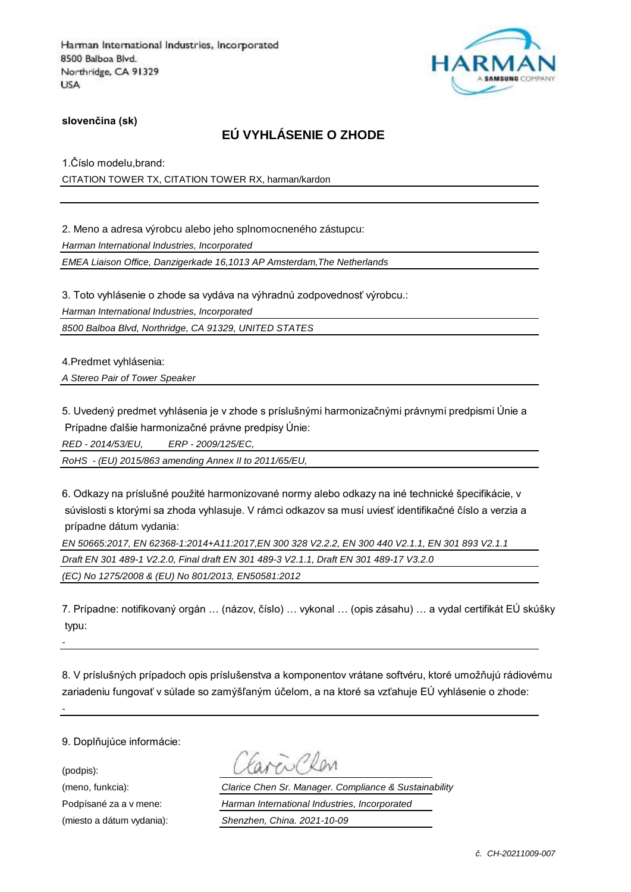Harman International Industries, Incorporated
8500 Balboa Blvd.
Northridge, CA 91329
USA

**slovenčina (sk)**

## EÚ VYHLÁSENIE O ZHODE

1.Číslo modelu,brand:

CITATION TOWER TX, CITATION TOWER RX, harman/kardon

2. Meno a adresa výrobcu alebo jeho splnomocneného zástupcu:

*Harman International Industries, Incorporated*

*EMEA Liaison Office, Danzigerkade 16,1013 AP Amsterdam,The Netherlands*

3. Toto vyhlásenie o zhode sa vydáva na výhradnú zodpovednosť výrobcu.:

*Harman International Industries, Incorporated*

*8500 Balboa Blvd, Northridge, CA 91329, UNITED STATES*

4.Predmet vyhlásenia:

*A Stereo Pair of Tower Speaker*

5. Uvedený predmet vyhlásenia je v zhode s príslušnými harmonizačnými právnymi predpismi Únie a Prípadne ďalšie harmonizačné právne predpisy Únie:

*RED - 2014/53/EU, ERP - 2009/125/EC,*

*RoHS - (EU) 2015/863 amending Annex II to 2011/65/EU,*

6. Odkazy na príslušné použité harmonizované normy alebo odkazy na iné technické špecifikácie, v súvislosti s ktorými sa zhoda vyhlasuje. V rámci odkazov sa musí uviesť identifikačné číslo a verzia a prípadne dátum vydania:

*EN 50665:2017, EN 62368-1:2014+A11:2017,EN 300 328 V2.2.2, EN 300 440 V2.1.1, EN 301 893 V2.1.1*

*Draft EN 301 489-1 V2.2.0, Final draft EN 301 489-3 V2.1.1, Draft EN 301 489-17 V3.2.0*

*(EC) No 1275/2008 & (EU) No 801/2013, EN50581:2012*

7. Prípadne: notifikovaný orgán … (názov, číslo) … vykonal … (opis zásahu) … a vydal certifikát EÚ skúšky typu:

-

8. V príslušných prípadoch opis príslušenstva a komponentov vrátane softvéru, ktoré umožňujú rádiovému zariadeniu fungovať v súlade so zamýšľaným účelom, a na ktoré sa vzťahuje EÚ vyhlásenie o zhode:

-

9. Doplňujúce informácie:

(podpis): Clarice Chen

(meno, funkcia): *Clarice Chen Sr. Manager. Compliance & Sustainability*

Podpísané za a v mene: *Harman International Industries, Incorporated*

(miesto a dátum vydania): *Shenzhen, China. 2021-10-09*

*č. CH-20211009-007*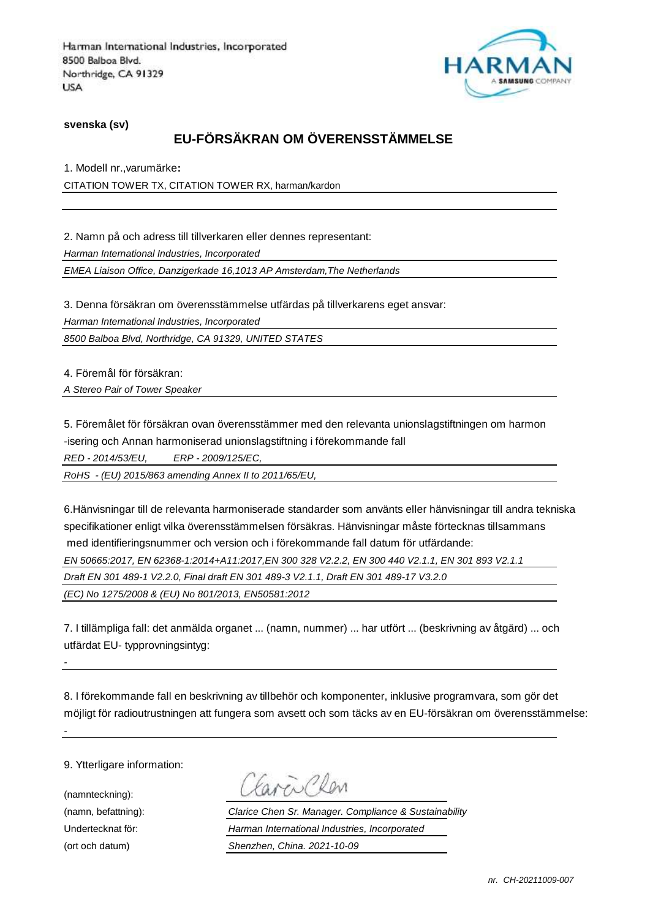Harman International Industries, Incorporated
8500 Balboa Blvd.
Northridge, CA 91329
USA

HARMAN
A SAMSUNG COMPANY

**svenska (sv)**

## EU-FÖRSÄKRAN OM ÖVERENSSTÄMMELSE

1. Modell nr.,varumärke**:**

CITATION TOWER TX, CITATION TOWER RX, harman/kardon

2. Namn på och adress till tillverkaren eller dennes representant:

*Harman International Industries, Incorporated*

*EMEA Liaison Office, Danzigerkade 16,1013 AP Amsterdam,The Netherlands*

3. Denna försäkran om överensstämmelse utfärdas på tillverkarens eget ansvar:

*Harman International Industries, Incorporated*

*8500 Balboa Blvd, Northridge, CA 91329, UNITED STATES*

4. Föremål för försäkran:

*A Stereo Pair of Tower Speaker*

5. Föremålet för försäkran ovan överensstämmer med den relevanta unionslagstiftningen om harmon -isering och Annan harmoniserad unionslagstiftning i förekommande fall

*RED - 2014/53/EU, ERP - 2009/125/EC,*

*RoHS - (EU) 2015/863 amending Annex II to 2011/65/EU,*

6.Hänvisningar till de relevanta harmoniserade standarder som använts eller hänvisningar till andra tekniska specifikationer enligt vilka överensstämmelsen försäkras. Hänvisningar måste förtecknas tillsammans med identifieringsnummer och version och i förekommande fall datum för utfärdande:

*EN 50665:2017, EN 62368-1:2014+A11:2017,EN 300 328 V2.2.2, EN 300 440 V2.1.1, EN 301 893 V2.1.1*

*Draft EN 301 489-1 V2.2.0, Final draft EN 301 489-3 V2.1.1, Draft EN 301 489-17 V3.2.0*

*(EC) No 1275/2008 & (EU) No 801/2013, EN50581:2012*

7. I tillämpliga fall: det anmälda organet ... (namn, nummer) ... har utfört ... (beskrivning av åtgärd) ... och utfärdat EU- typprovningsintyg:

-

8. I förekommande fall en beskrivning av tillbehör och komponenter, inklusive programvara, som gör det möjligt för radioutrustningen att fungera som avsett och som täcks av en EU-försäkran om överensstämmelse:

-

9. Ytterligare information:

(namnteckning): Clarice Chen

(namn, befattning): *Clarice Chen Sr. Manager. Compliance & Sustainability*

Undertecknat för: *Harman International Industries, Incorporated*

(ort och datum) *Shenzhen, China. 2021-10-09*

*nr. CH-20211009-007*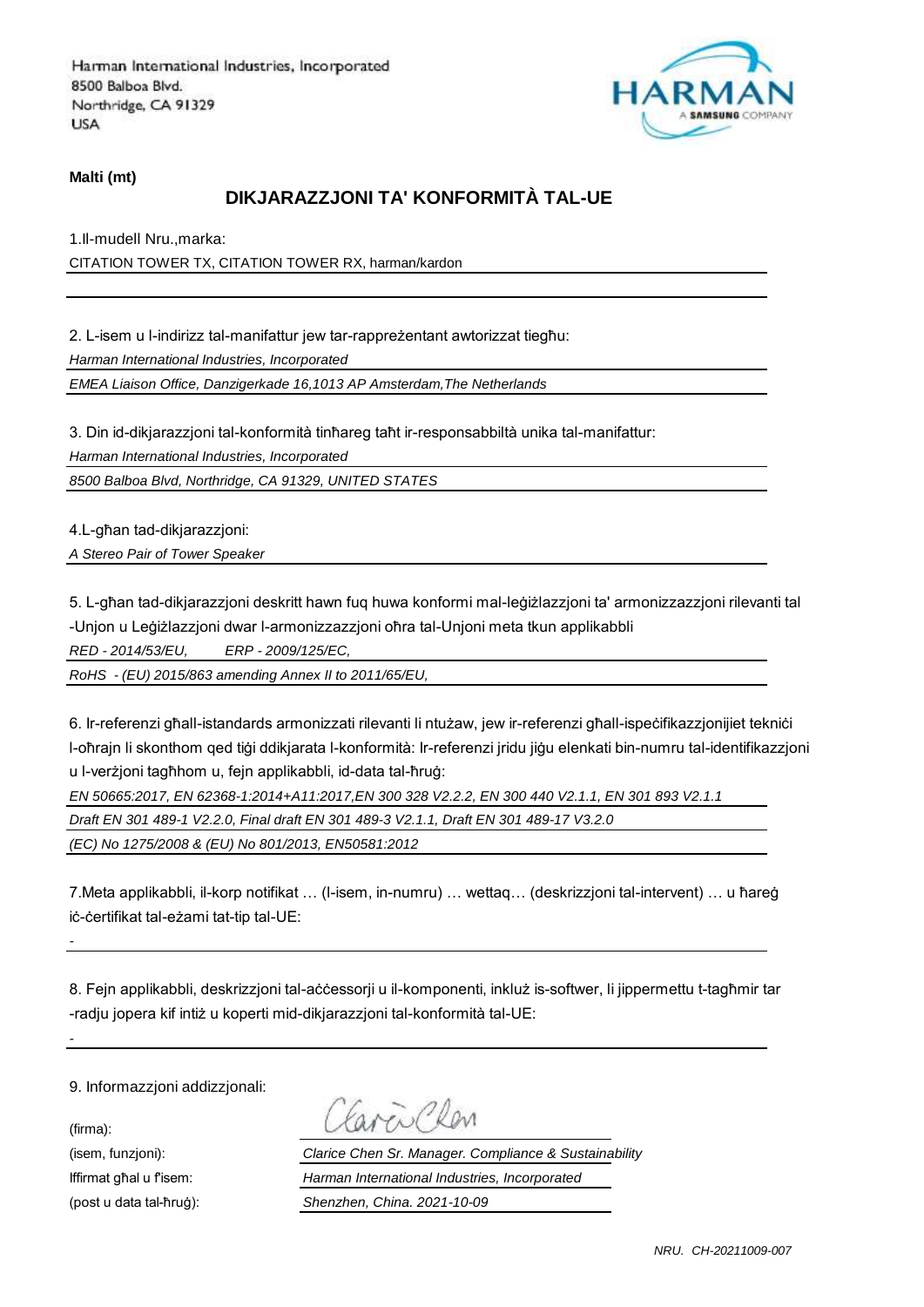Harman International Industries, Incorporated
8500 Balboa Blvd.
Northridge, CA 91329
USA

**Malti (mt)**

## DIKJARAZZJONI TA' KONFORMITÀ TAL-UE

1.Il-mudell Nru.,marka:

CITATION TOWER TX, CITATION TOWER RX, harman/kardon

2. L-isem u l-indirizz tal-manifattur jew tar-rappreżentant awtorizzat tiegħu:

*Harman International Industries, Incorporated*

*EMEA Liaison Office, Danzigerkade 16,1013 AP Amsterdam,The Netherlands*

3. Din id-dikjarazzjoni tal-konformità tinħareg taħt ir-responsabbiltà unika tal-manifattur:

*Harman International Industries, Incorporated*

*8500 Balboa Blvd, Northridge, CA 91329, UNITED STATES*

4.L-għan tad-dikjarazzjoni:

*A Stereo Pair of Tower Speaker*

5. L-għan tad-dikjarazzjoni deskritt hawn fuq huwa konformi mal-leġiżlazzjoni ta' armonizzazzjoni rilevanti tal-Unjon u Leġiżlazzjoni dwar l-armonizzazzjoni oħra tal-Unjoni meta tkun applikabbli

*RED - 2014/53/EU,        ERP - 2009/125/EC,*

*RoHS  - (EU) 2015/863 amending Annex II to 2011/65/EU,*

6. Ir-referenzi għall-istandards armonizzati rilevanti li ntużaw, jew ir-referenzi għall-ispeċifikazzjonijiet tekniċi l-oħrajn li skonthom qed tiġi ddikjarata l-konformità: Ir-referenzi jridu jiġu elenkati bin-numru tal-identifikazzjoni u l-verżjoni tagħhom u, fejn applikabbli, id-data tal-ħruġ:

*EN 50665:2017, EN 62368-1:2014+A11:2017,EN 300 328 V2.2.2, EN 300 440 V2.1.1, EN 301 893 V2.1.1*

*Draft EN 301 489-1 V2.2.0, Final draft EN 301 489-3 V2.1.1, Draft EN 301 489-17 V3.2.0*

*(EC) No 1275/2008 & (EU) No 801/2013, EN50581:2012*

7.Meta applikabbli, il-korp notifikat … (l-isem, in-numru) … wettaq… (deskrizzjoni tal-intervent) … u ħareġ iċ-ċertifikat tal-eżami tat-tip tal-UE:

-

8. Fejn applikabbli, deskrizzjoni tal-aċċessorji u il-komponenti, inkluż is-softwer, li jippermettu t-tagħmir tar-radju jopera kif intiż u koperti mid-dikjarazzjoni tal-konformità tal-UE:

-

9. Informazzjoni addizzjonali:

(firma):

(isem, funzjoni): *Clarice Chen Sr. Manager. Compliance & Sustainability*

Iffirmat għal u f'isem: *Harman International Industries, Incorporated*

(post u data tal-ħruġ): *Shenzhen, China. 2021-10-09*

*NRU. CH-20211009-007*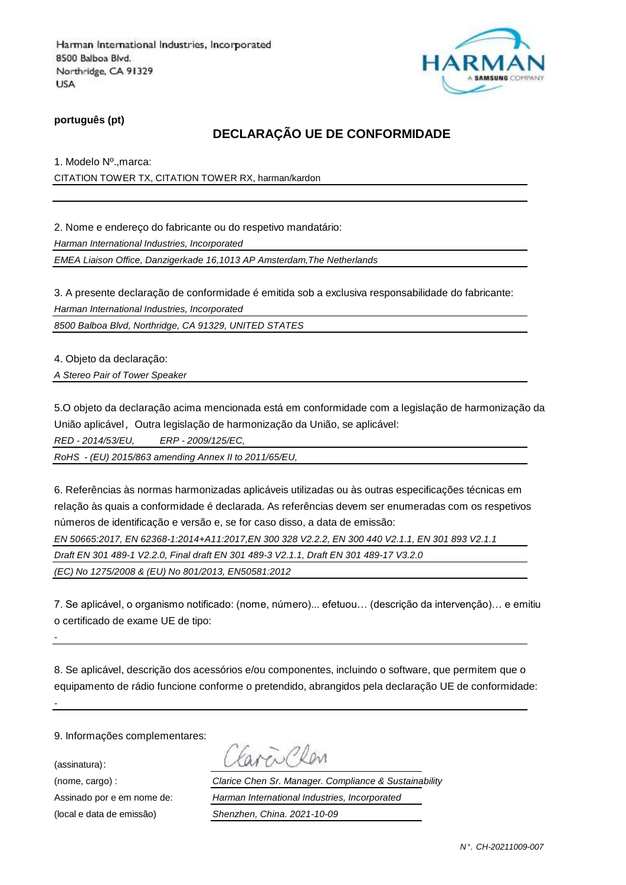Harman International Industries, Incorporated
8500 Balboa Blvd.
Northridge, CA 91329
USA

HARMAN
A SAMSUNG COMPANY

**português (pt)**

## DECLARAÇÃO UE DE CONFORMIDADE

1. Modelo Nº.,marca:

CITATION TOWER TX, CITATION TOWER RX, harman/kardon

2. Nome e endereço do fabricante ou do respetivo mandatário:

*Harman International Industries, Incorporated*

*EMEA Liaison Office, Danzigerkade 16,1013 AP Amsterdam,The Netherlands*

3. A presente declaração de conformidade é emitida sob a exclusiva responsabilidade do fabricante:

*Harman International Industries, Incorporated*

*8500 Balboa Blvd, Northridge, CA 91329, UNITED STATES*

4. Objeto da declaração:

*A Stereo Pair of Tower Speaker*

5.O objeto da declaração acima mencionada está em conformidade com a legislação de harmonização da União aplicável, Outra legislação de harmonização da União, se aplicável:

*RED - 2014/53/EU,   ERP - 2009/125/EC,*

*RoHS - (EU) 2015/863 amending Annex II to 2011/65/EU,*

6. Referências às normas harmonizadas aplicáveis utilizadas ou às outras especificações técnicas em relação às quais a conformidade é declarada. As referências devem ser enumeradas com os respetivos números de identificação e versão e, se for caso disso, a data de emissão:

*EN 50665:2017, EN 62368-1:2014+A11:2017,EN 300 328 V2.2.2, EN 300 440 V2.1.1, EN 301 893 V2.1.1*

*Draft EN 301 489-1 V2.2.0, Final draft EN 301 489-3 V2.1.1, Draft EN 301 489-17 V3.2.0*

*(EC) No 1275/2008 & (EU) No 801/2013, EN50581:2012*

7. Se aplicável, o organismo notificado: (nome, número)... efetuou… (descrição da intervenção)… e emitiu o certificado de exame UE de tipo:

-

8. Se aplicável, descrição dos acessórios e/ou componentes, incluindo o software, que permitem que o equipamento de rádio funcione conforme o pretendido, abrangidos pela declaração UE de conformidade:

-

9. Informações complementares:

(assinatura):

(nome, cargo) : *Clarice Chen Sr. Manager. Compliance & Sustainability*

Assinado por e em nome de: *Harman International Industries, Incorporated*

(local e data de emissão) *Shenzhen, China. 2021-10-09*

*N°. CH-20211009-007*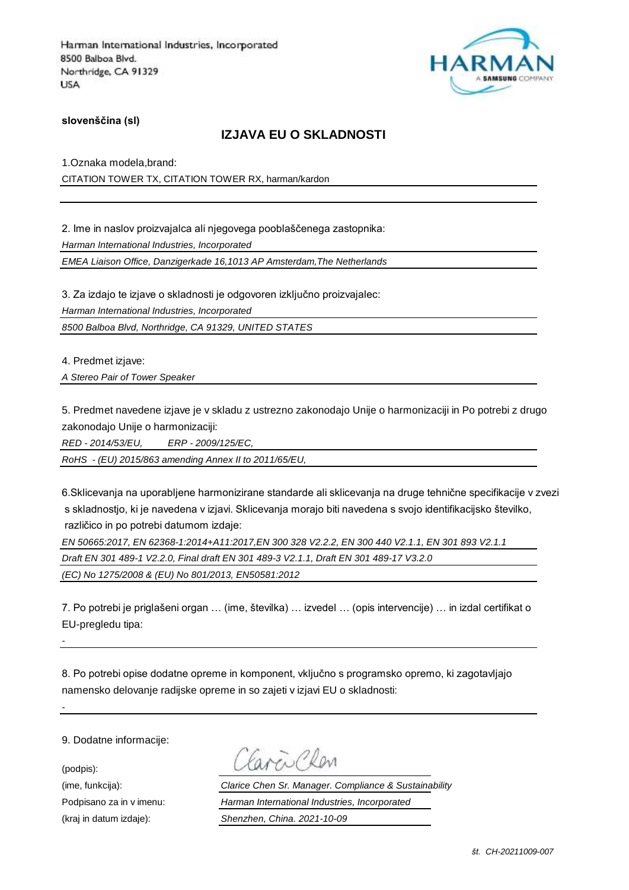Harman International Industries, Incorporated
8500 Balboa Blvd.
Northridge, CA 91329
USA

**slovenščina (sl)**

## IZJAVA EU O SKLADNOSTI

1.Oznaka modela,brand:

CITATION TOWER TX, CITATION TOWER RX, harman/kardon

2. Ime in naslov proizvajalca ali njegovega pooblaščenega zastopnika:

*Harman International Industries, Incorporated*

*EMEA Liaison Office, Danzigerkade 16,1013 AP Amsterdam,The Netherlands*

3. Za izdajo te izjave o skladnosti je odgovoren izključno proizvajalec:

*Harman International Industries, Incorporated*

*8500 Balboa Blvd, Northridge, CA 91329, UNITED STATES*

4. Predmet izjave:

*A Stereo Pair of Tower Speaker*

5. Predmet navedene izjave je v skladu z ustrezno zakonodajo Unije o harmonizaciji in Po potrebi z drugo zakonodajo Unije o harmonizaciji:

*RED - 2014/53/EU,      ERP - 2009/125/EC,*

*RoHS - (EU) 2015/863 amending Annex II to 2011/65/EU,*

6.Sklicevanja na uporabljene harmonizirane standarde ali sklicevanja na druge tehnične specifikacije v zvezi s skladnostjo, ki je navedena v izjavi. Sklicevanja morajo biti navedena s svojo identifikacijsko številko, različico in po potrebi datumom izdaje:

*EN 50665:2017, EN 62368-1:2014+A11:2017,EN 300 328 V2.2.2, EN 300 440 V2.1.1, EN 301 893 V2.1.1*

*Draft EN 301 489-1 V2.2.0, Final draft EN 301 489-3 V2.1.1, Draft EN 301 489-17 V3.2.0*

*(EC) No 1275/2008 & (EU) No 801/2013, EN50581:2012*

7. Po potrebi je priglašeni organ … (ime, številka) … izvedel … (opis intervencije) … in izdal certifikat o EU-pregledu tipa:

-

8. Po potrebi opise dodatne opreme in komponent, vključno s programsko opremo, ki zagotavljajo namensko delovanje radijske opreme in so zajeti v izjavi EU o skladnosti:

-

9. Dodatne informacije:

(podpis):

(ime, funkcija): *Clarice Chen Sr. Manager. Compliance & Sustainability*

Podpisano za in v imenu: *Harman International Industries, Incorporated*

(kraj in datum izdaje): *Shenzhen, China. 2021-10-09*

*št. CH-20211009-007*